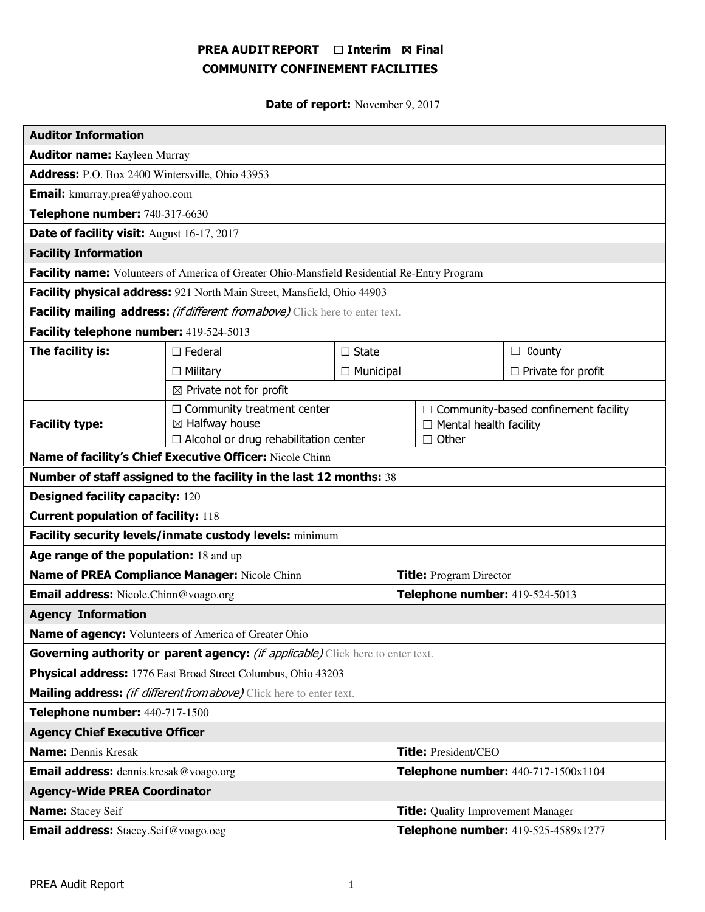# PREA AUDIT REPORT ☐ Interim ☒ Final
## COMMUNITY CONFINEMENT FACILITIES

**Date of report:** November 9, 2017

| **Auditor Information** | | | |
|---|---|---|---|
| **Auditor name:** Kayleen Murray | | | |
| **Address:** P.O. Box 2400 Wintersville, Ohio 43953 | | | |
| **Email:** kmurray.prea@yahoo.com | | | |
| **Telephone number:** 740-317-6630 | | | |
| **Date of facility visit:** August 16-17, 2017 | | | |
| **Facility Information** | | | |
| **Facility name:** Volunteers of America of Greater Ohio-Mansfield Residential Re-Entry Program | | | |
| **Facility physical address:** 921 North Main Street, Mansfield, Ohio 44903 | | | |
| **Facility mailing address:** *(if different from above)* Click here to enter text. | | | |
| **Facility telephone number:** 419-524-5013 | | | |
| **The facility is:** | ☐ Federal | ☐ State | ☐ County |
| | ☐ Military | ☐ Municipal | ☐ Private for profit |
| | ☒ Private not for profit | | |
| **Facility type:** | ☐ Community treatment center<br>☒ Halfway house<br>☐ Alcohol or drug rehabilitation center | ☐ Community-based confinement facility<br>☐ Mental health facility<br>☐ Other | |
| **Name of facility's Chief Executive Officer:** Nicole Chinn | | | |
| **Number of staff assigned to the facility in the last 12 months:** 38 | | | |
| **Designed facility capacity:** 120 | | | |
| **Current population of facility:** 118 | | | |
| **Facility security levels/inmate custody levels:** minimum | | | |
| **Age range of the population:** 18 and up | | | |
| **Name of PREA Compliance Manager:** Nicole Chinn | | **Title:** Program Director | |
| **Email address:** Nicole.Chinn@voago.org | | **Telephone number:** 419-524-5013 | |
| **Agency Information** | | | |
| **Name of agency:** Volunteers of America of Greater Ohio | | | |
| **Governing authority or parent agency:** *(if applicable)* Click here to enter text. | | | |
| **Physical address:** 1776 East Broad Street Columbus, Ohio 43203 | | | |
| **Mailing address:** *(if different from above)* Click here to enter text. | | | |
| **Telephone number:** 440-717-1500 | | | |
| **Agency Chief Executive Officer** | | | |
| **Name:** Dennis Kresak | | **Title:** President/CEO | |
| **Email address:** dennis.kresak@voago.org | | **Telephone number:** 440-717-1500x1104 | |
| **Agency-Wide PREA Coordinator** | | | |
| **Name:** Stacey Seif | | **Title:** Quality Improvement Manager | |
| **Email address:** Stacey.Seif@voago.oeg | | **Telephone number:** 419-525-4589x1277 | |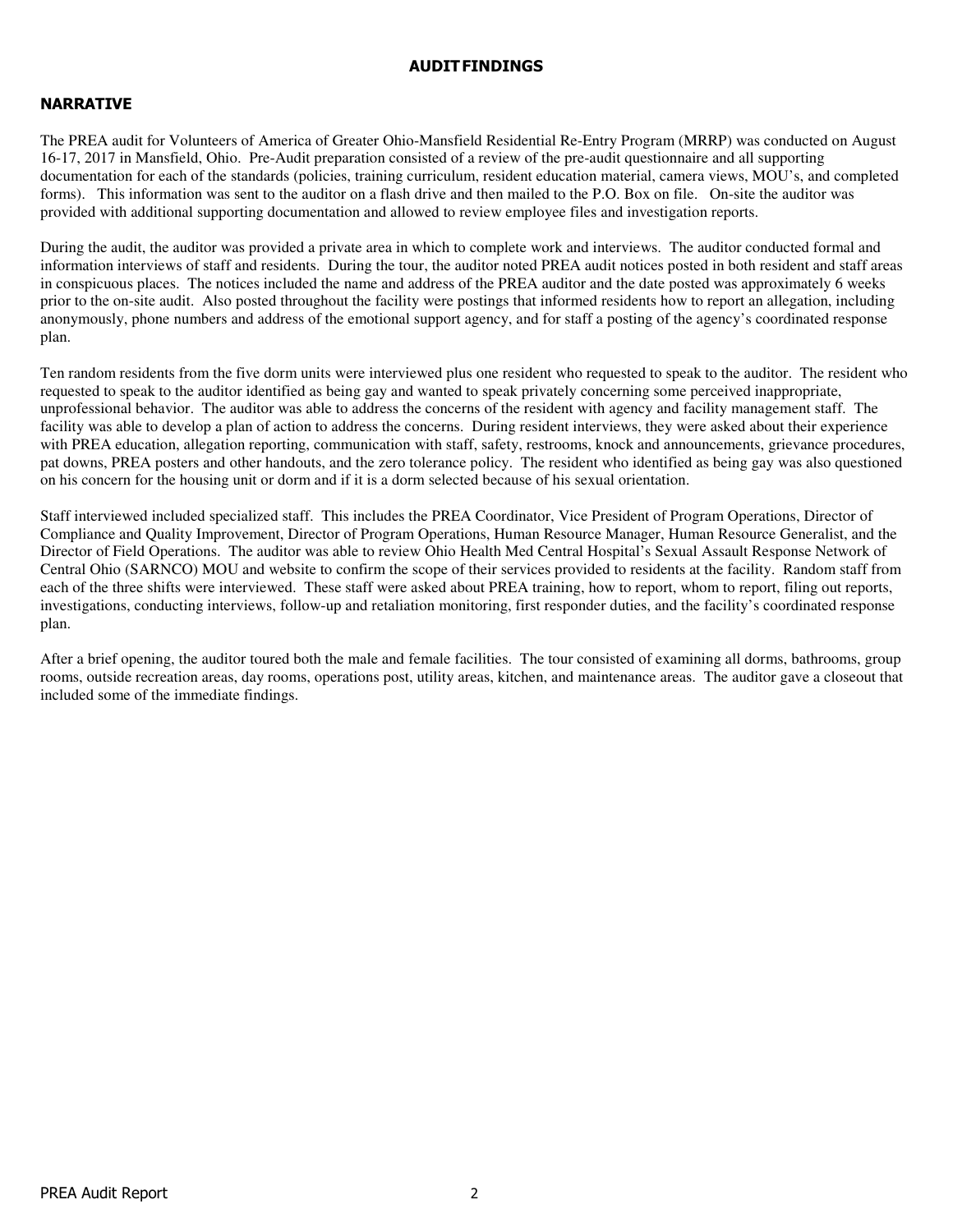# AUDIT FINDINGS

## NARRATIVE

The PREA audit for Volunteers of America of Greater Ohio-Mansfield Residential Re-Entry Program (MRRP) was conducted on August 16-17, 2017 in Mansfield, Ohio. Pre-Audit preparation consisted of a review of the pre-audit questionnaire and all supporting documentation for each of the standards (policies, training curriculum, resident education material, camera views, MOU's, and completed forms). This information was sent to the auditor on a flash drive and then mailed to the P.O. Box on file. On-site the auditor was provided with additional supporting documentation and allowed to review employee files and investigation reports.

During the audit, the auditor was provided a private area in which to complete work and interviews. The auditor conducted formal and information interviews of staff and residents. During the tour, the auditor noted PREA audit notices posted in both resident and staff areas in conspicuous places. The notices included the name and address of the PREA auditor and the date posted was approximately 6 weeks prior to the on-site audit. Also posted throughout the facility were postings that informed residents how to report an allegation, including anonymously, phone numbers and address of the emotional support agency, and for staff a posting of the agency's coordinated response plan.

Ten random residents from the five dorm units were interviewed plus one resident who requested to speak to the auditor. The resident who requested to speak to the auditor identified as being gay and wanted to speak privately concerning some perceived inappropriate, unprofessional behavior. The auditor was able to address the concerns of the resident with agency and facility management staff. The facility was able to develop a plan of action to address the concerns. During resident interviews, they were asked about their experience with PREA education, allegation reporting, communication with staff, safety, restrooms, knock and announcements, grievance procedures, pat downs, PREA posters and other handouts, and the zero tolerance policy. The resident who identified as being gay was also questioned on his concern for the housing unit or dorm and if it is a dorm selected because of his sexual orientation.

Staff interviewed included specialized staff. This includes the PREA Coordinator, Vice President of Program Operations, Director of Compliance and Quality Improvement, Director of Program Operations, Human Resource Manager, Human Resource Generalist, and the Director of Field Operations. The auditor was able to review Ohio Health Med Central Hospital's Sexual Assault Response Network of Central Ohio (SARNCO) MOU and website to confirm the scope of their services provided to residents at the facility. Random staff from each of the three shifts were interviewed. These staff were asked about PREA training, how to report, whom to report, filing out reports, investigations, conducting interviews, follow-up and retaliation monitoring, first responder duties, and the facility's coordinated response plan.

After a brief opening, the auditor toured both the male and female facilities. The tour consisted of examining all dorms, bathrooms, group rooms, outside recreation areas, day rooms, operations post, utility areas, kitchen, and maintenance areas. The auditor gave a closeout that included some of the immediate findings.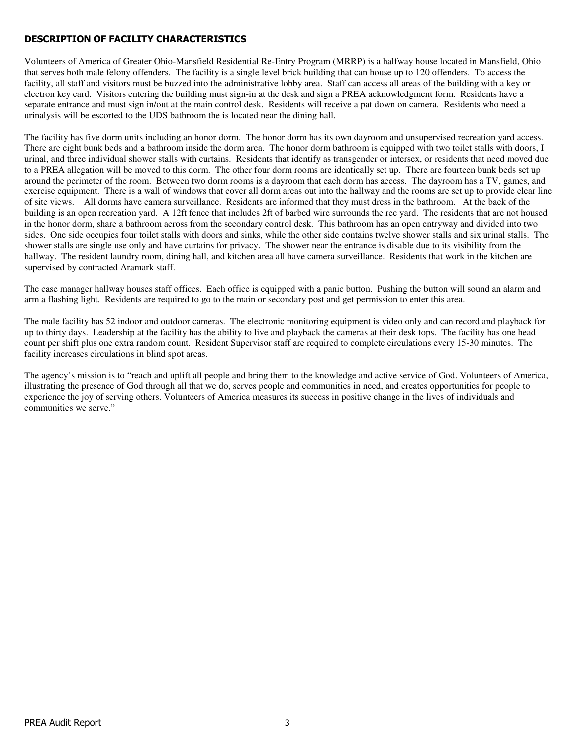## DESCRIPTION OF FACILITY CHARACTERISTICS

Volunteers of America of Greater Ohio-Mansfield Residential Re-Entry Program (MRRP) is a halfway house located in Mansfield, Ohio that serves both male felony offenders. The facility is a single level brick building that can house up to 120 offenders. To access the facility, all staff and visitors must be buzzed into the administrative lobby area. Staff can access all areas of the building with a key or electron key card. Visitors entering the building must sign-in at the desk and sign a PREA acknowledgment form. Residents have a separate entrance and must sign in/out at the main control desk. Residents will receive a pat down on camera. Residents who need a urinalysis will be escorted to the UDS bathroom the is located near the dining hall.

The facility has five dorm units including an honor dorm. The honor dorm has its own dayroom and unsupervised recreation yard access. There are eight bunk beds and a bathroom inside the dorm area. The honor dorm bathroom is equipped with two toilet stalls with doors, I urinal, and three individual shower stalls with curtains. Residents that identify as transgender or intersex, or residents that need moved due to a PREA allegation will be moved to this dorm. The other four dorm rooms are identically set up. There are fourteen bunk beds set up around the perimeter of the room. Between two dorm rooms is a dayroom that each dorm has access. The dayroom has a TV, games, and exercise equipment. There is a wall of windows that cover all dorm areas out into the hallway and the rooms are set up to provide clear line of site views. All dorms have camera surveillance. Residents are informed that they must dress in the bathroom. At the back of the building is an open recreation yard. A 12ft fence that includes 2ft of barbed wire surrounds the rec yard. The residents that are not housed in the honor dorm, share a bathroom across from the secondary control desk. This bathroom has an open entryway and divided into two sides. One side occupies four toilet stalls with doors and sinks, while the other side contains twelve shower stalls and six urinal stalls. The shower stalls are single use only and have curtains for privacy. The shower near the entrance is disable due to its visibility from the hallway. The resident laundry room, dining hall, and kitchen area all have camera surveillance. Residents that work in the kitchen are supervised by contracted Aramark staff.

The case manager hallway houses staff offices. Each office is equipped with a panic button. Pushing the button will sound an alarm and arm a flashing light. Residents are required to go to the main or secondary post and get permission to enter this area.

The male facility has 52 indoor and outdoor cameras. The electronic monitoring equipment is video only and can record and playback for up to thirty days. Leadership at the facility has the ability to live and playback the cameras at their desk tops. The facility has one head count per shift plus one extra random count. Resident Supervisor staff are required to complete circulations every 15-30 minutes. The facility increases circulations in blind spot areas.

The agency's mission is to "reach and uplift all people and bring them to the knowledge and active service of God. Volunteers of America, illustrating the presence of God through all that we do, serves people and communities in need, and creates opportunities for people to experience the joy of serving others. Volunteers of America measures its success in positive change in the lives of individuals and communities we serve."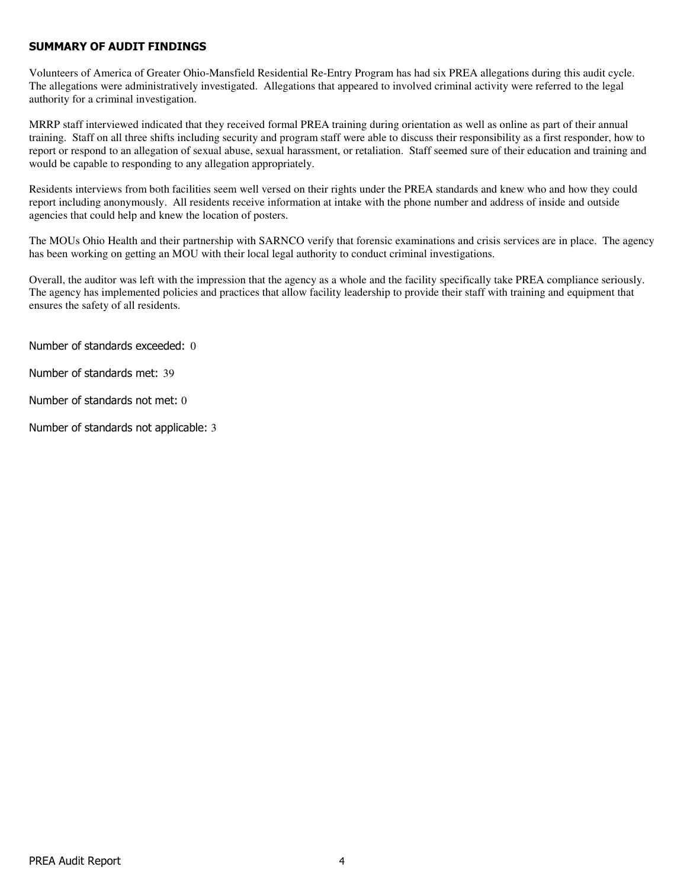## SUMMARY OF AUDIT FINDINGS

Volunteers of America of Greater Ohio-Mansfield Residential Re-Entry Program has had six PREA allegations during this audit cycle. The allegations were administratively investigated. Allegations that appeared to involved criminal activity were referred to the legal authority for a criminal investigation.

MRRP staff interviewed indicated that they received formal PREA training during orientation as well as online as part of their annual training. Staff on all three shifts including security and program staff were able to discuss their responsibility as a first responder, how to report or respond to an allegation of sexual abuse, sexual harassment, or retaliation. Staff seemed sure of their education and training and would be capable to responding to any allegation appropriately.

Residents interviews from both facilities seem well versed on their rights under the PREA standards and knew who and how they could report including anonymously. All residents receive information at intake with the phone number and address of inside and outside agencies that could help and knew the location of posters.

The MOUs Ohio Health and their partnership with SARNCO verify that forensic examinations and crisis services are in place. The agency has been working on getting an MOU with their local legal authority to conduct criminal investigations.

Overall, the auditor was left with the impression that the agency as a whole and the facility specifically take PREA compliance seriously. The agency has implemented policies and practices that allow facility leadership to provide their staff with training and equipment that ensures the safety of all residents.

Number of standards exceeded: 0

Number of standards met: 39

Number of standards not met: 0

Number of standards not applicable: 3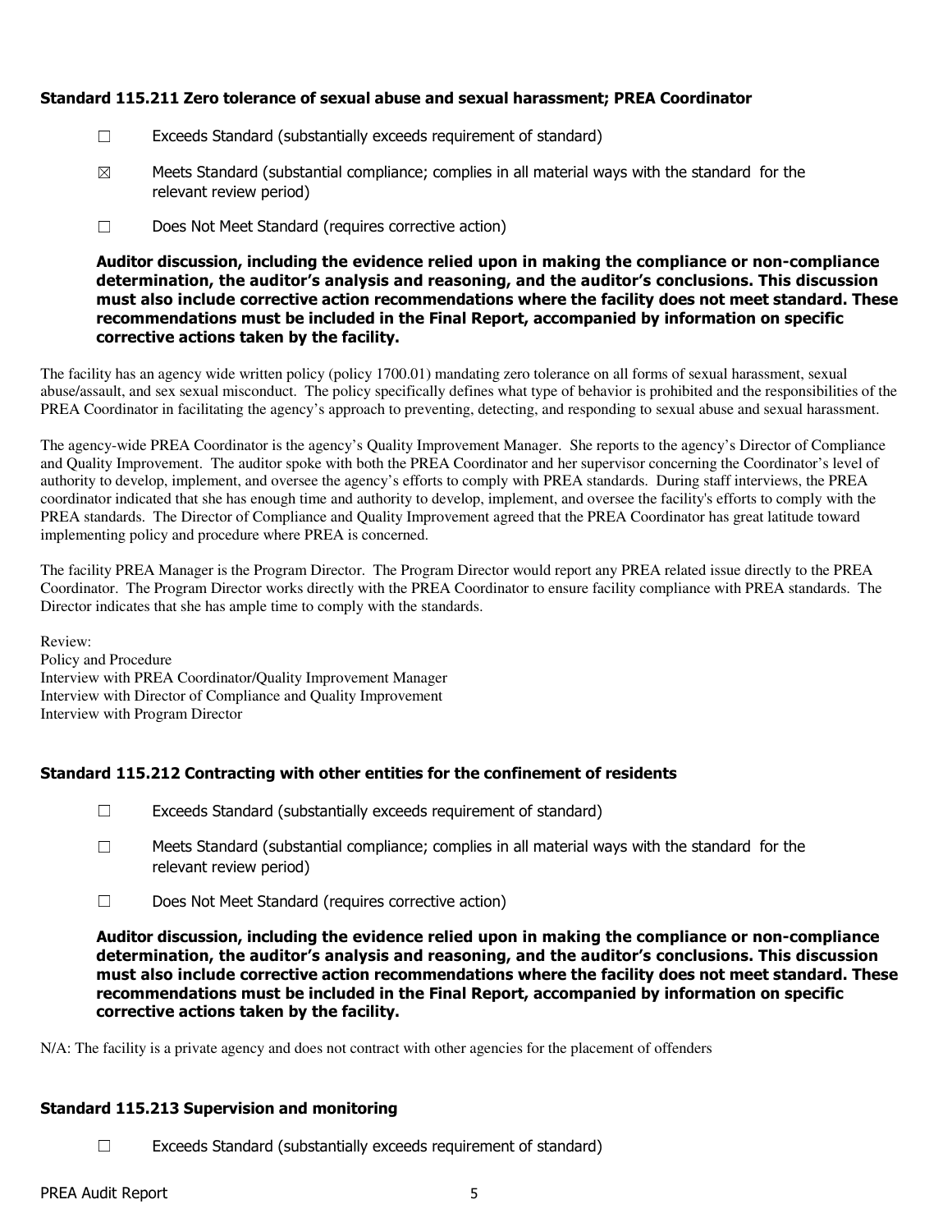### Standard 115.211 Zero tolerance of sexual abuse and sexual harassment; PREA Coordinator

☐ Exceeds Standard (substantially exceeds requirement of standard)

☒ Meets Standard (substantial compliance; complies in all material ways with the standard for the relevant review period)

☐ Does Not Meet Standard (requires corrective action)

**Auditor discussion, including the evidence relied upon in making the compliance or non-compliance determination, the auditor's analysis and reasoning, and the auditor's conclusions. This discussion must also include corrective action recommendations where the facility does not meet standard. These recommendations must be included in the Final Report, accompanied by information on specific corrective actions taken by the facility.**

The facility has an agency wide written policy (policy 1700.01) mandating zero tolerance on all forms of sexual harassment, sexual abuse/assault, and sex sexual misconduct. The policy specifically defines what type of behavior is prohibited and the responsibilities of the PREA Coordinator in facilitating the agency's approach to preventing, detecting, and responding to sexual abuse and sexual harassment.

The agency-wide PREA Coordinator is the agency's Quality Improvement Manager. She reports to the agency's Director of Compliance and Quality Improvement. The auditor spoke with both the PREA Coordinator and her supervisor concerning the Coordinator's level of authority to develop, implement, and oversee the agency's efforts to comply with PREA standards. During staff interviews, the PREA coordinator indicated that she has enough time and authority to develop, implement, and oversee the facility's efforts to comply with the PREA standards. The Director of Compliance and Quality Improvement agreed that the PREA Coordinator has great latitude toward implementing policy and procedure where PREA is concerned.

The facility PREA Manager is the Program Director. The Program Director would report any PREA related issue directly to the PREA Coordinator. The Program Director works directly with the PREA Coordinator to ensure facility compliance with PREA standards. The Director indicates that she has ample time to comply with the standards.

Review:
Policy and Procedure
Interview with PREA Coordinator/Quality Improvement Manager
Interview with Director of Compliance and Quality Improvement
Interview with Program Director

### Standard 115.212 Contracting with other entities for the confinement of residents

☐ Exceeds Standard (substantially exceeds requirement of standard)

☐ Meets Standard (substantial compliance; complies in all material ways with the standard for the relevant review period)

☐ Does Not Meet Standard (requires corrective action)

**Auditor discussion, including the evidence relied upon in making the compliance or non-compliance determination, the auditor's analysis and reasoning, and the auditor's conclusions. This discussion must also include corrective action recommendations where the facility does not meet standard. These recommendations must be included in the Final Report, accompanied by information on specific corrective actions taken by the facility.**

N/A: The facility is a private agency and does not contract with other agencies for the placement of offenders

### Standard 115.213 Supervision and monitoring

☐ Exceeds Standard (substantially exceeds requirement of standard)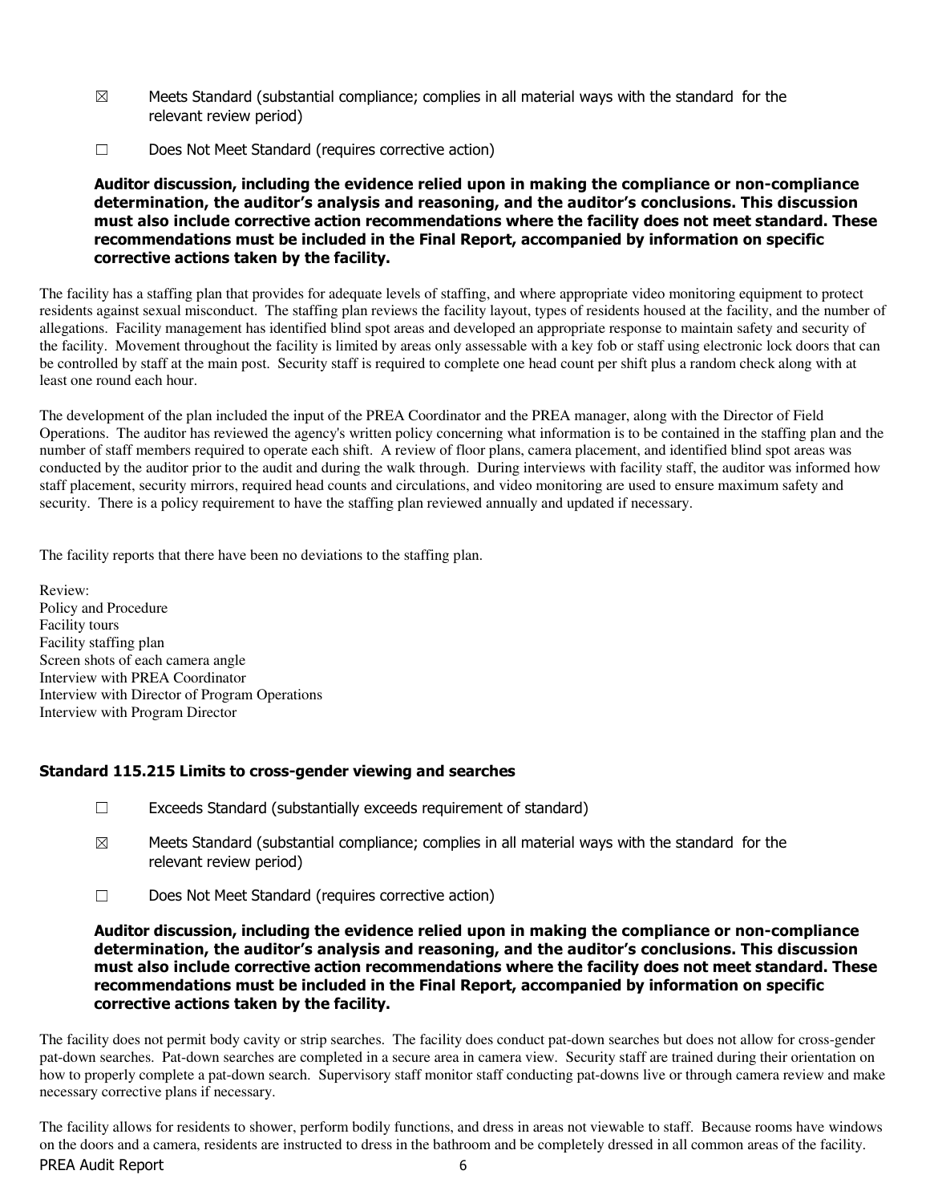☒ Meets Standard (substantial compliance; complies in all material ways with the standard for the relevant review period)

☐ Does Not Meet Standard (requires corrective action)

**Auditor discussion, including the evidence relied upon in making the compliance or non-compliance determination, the auditor's analysis and reasoning, and the auditor's conclusions. This discussion must also include corrective action recommendations where the facility does not meet standard. These recommendations must be included in the Final Report, accompanied by information on specific corrective actions taken by the facility.**

The facility has a staffing plan that provides for adequate levels of staffing, and where appropriate video monitoring equipment to protect residents against sexual misconduct. The staffing plan reviews the facility layout, types of residents housed at the facility, and the number of allegations. Facility management has identified blind spot areas and developed an appropriate response to maintain safety and security of the facility. Movement throughout the facility is limited by areas only assessable with a key fob or staff using electronic lock doors that can be controlled by staff at the main post. Security staff is required to complete one head count per shift plus a random check along with at least one round each hour.

The development of the plan included the input of the PREA Coordinator and the PREA manager, along with the Director of Field Operations. The auditor has reviewed the agency's written policy concerning what information is to be contained in the staffing plan and the number of staff members required to operate each shift. A review of floor plans, camera placement, and identified blind spot areas was conducted by the auditor prior to the audit and during the walk through. During interviews with facility staff, the auditor was informed how staff placement, security mirrors, required head counts and circulations, and video monitoring are used to ensure maximum safety and security. There is a policy requirement to have the staffing plan reviewed annually and updated if necessary.

The facility reports that there have been no deviations to the staffing plan.

Review:
Policy and Procedure
Facility tours
Facility staffing plan
Screen shots of each camera angle
Interview with PREA Coordinator
Interview with Director of Program Operations
Interview with Program Director

### Standard 115.215 Limits to cross-gender viewing and searches

☐ Exceeds Standard (substantially exceeds requirement of standard)

☒ Meets Standard (substantial compliance; complies in all material ways with the standard for the relevant review period)

☐ Does Not Meet Standard (requires corrective action)

**Auditor discussion, including the evidence relied upon in making the compliance or non-compliance determination, the auditor's analysis and reasoning, and the auditor's conclusions. This discussion must also include corrective action recommendations where the facility does not meet standard. These recommendations must be included in the Final Report, accompanied by information on specific corrective actions taken by the facility.**

The facility does not permit body cavity or strip searches. The facility does conduct pat-down searches but does not allow for cross-gender pat-down searches. Pat-down searches are completed in a secure area in camera view. Security staff are trained during their orientation on how to properly complete a pat-down search. Supervisory staff monitor staff conducting pat-downs live or through camera review and make necessary corrective plans if necessary.

The facility allows for residents to shower, perform bodily functions, and dress in areas not viewable to staff. Because rooms have windows on the doors and a camera, residents are instructed to dress in the bathroom and be completely dressed in all common areas of the facility.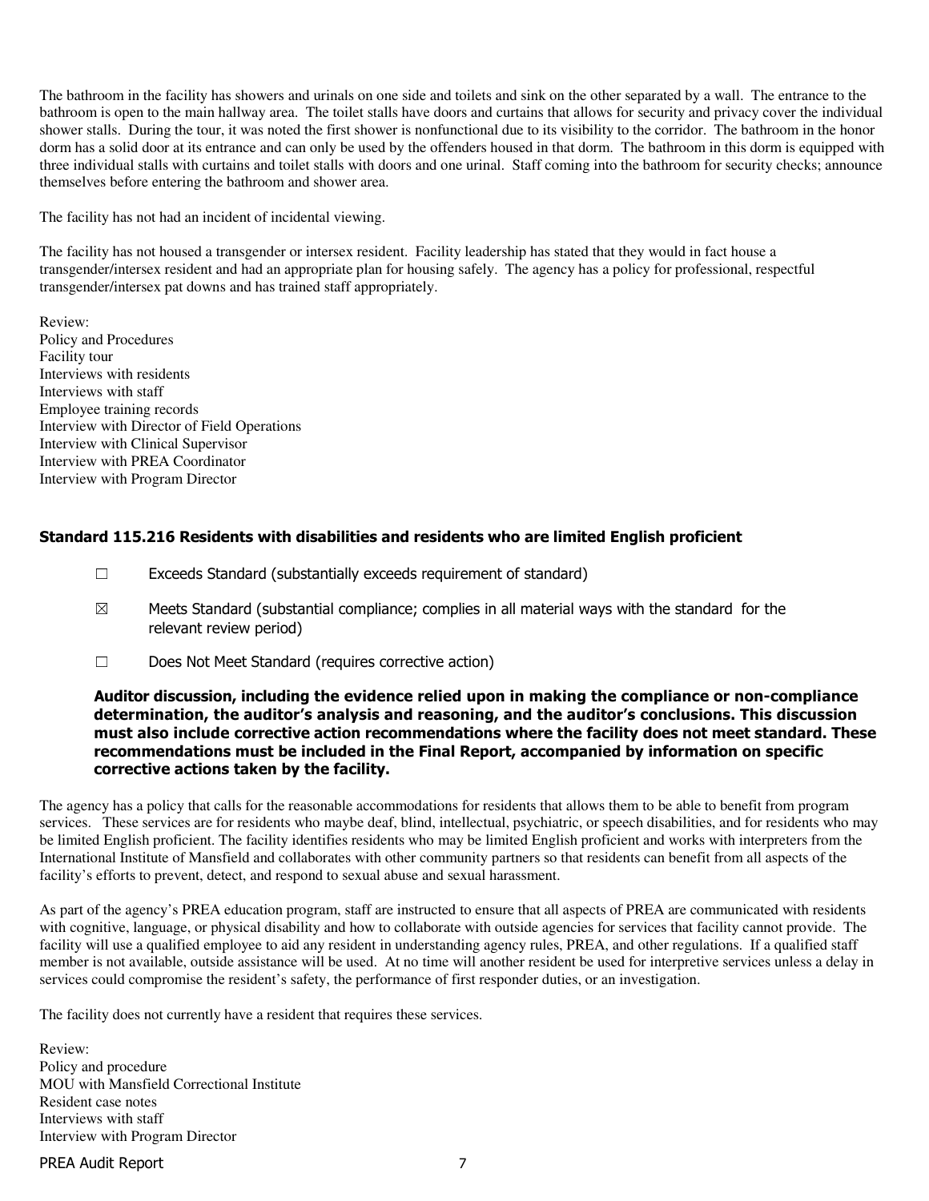The bathroom in the facility has showers and urinals on one side and toilets and sink on the other separated by a wall. The entrance to the bathroom is open to the main hallway area. The toilet stalls have doors and curtains that allows for security and privacy cover the individual shower stalls. During the tour, it was noted the first shower is nonfunctional due to its visibility to the corridor. The bathroom in the honor dorm has a solid door at its entrance and can only be used by the offenders housed in that dorm. The bathroom in this dorm is equipped with three individual stalls with curtains and toilet stalls with doors and one urinal. Staff coming into the bathroom for security checks; announce themselves before entering the bathroom and shower area.

The facility has not had an incident of incidental viewing.

The facility has not housed a transgender or intersex resident. Facility leadership has stated that they would in fact house a transgender/intersex resident and had an appropriate plan for housing safely. The agency has a policy for professional, respectful transgender/intersex pat downs and has trained staff appropriately.

Review:
Policy and Procedures
Facility tour
Interviews with residents
Interviews with staff
Employee training records
Interview with Director of Field Operations
Interview with Clinical Supervisor
Interview with PREA Coordinator
Interview with Program Director

### Standard 115.216 Residents with disabilities and residents who are limited English proficient

☐ Exceeds Standard (substantially exceeds requirement of standard)

☒ Meets Standard (substantial compliance; complies in all material ways with the standard for the relevant review period)

☐ Does Not Meet Standard (requires corrective action)

**Auditor discussion, including the evidence relied upon in making the compliance or non-compliance determination, the auditor's analysis and reasoning, and the auditor's conclusions. This discussion must also include corrective action recommendations where the facility does not meet standard. These recommendations must be included in the Final Report, accompanied by information on specific corrective actions taken by the facility.**

The agency has a policy that calls for the reasonable accommodations for residents that allows them to be able to benefit from program services. These services are for residents who maybe deaf, blind, intellectual, psychiatric, or speech disabilities, and for residents who may be limited English proficient. The facility identifies residents who may be limited English proficient and works with interpreters from the International Institute of Mansfield and collaborates with other community partners so that residents can benefit from all aspects of the facility's efforts to prevent, detect, and respond to sexual abuse and sexual harassment.

As part of the agency's PREA education program, staff are instructed to ensure that all aspects of PREA are communicated with residents with cognitive, language, or physical disability and how to collaborate with outside agencies for services that facility cannot provide. The facility will use a qualified employee to aid any resident in understanding agency rules, PREA, and other regulations. If a qualified staff member is not available, outside assistance will be used. At no time will another resident be used for interpretive services unless a delay in services could compromise the resident's safety, the performance of first responder duties, or an investigation.

The facility does not currently have a resident that requires these services.

Review:
Policy and procedure
MOU with Mansfield Correctional Institute
Resident case notes
Interviews with staff
Interview with Program Director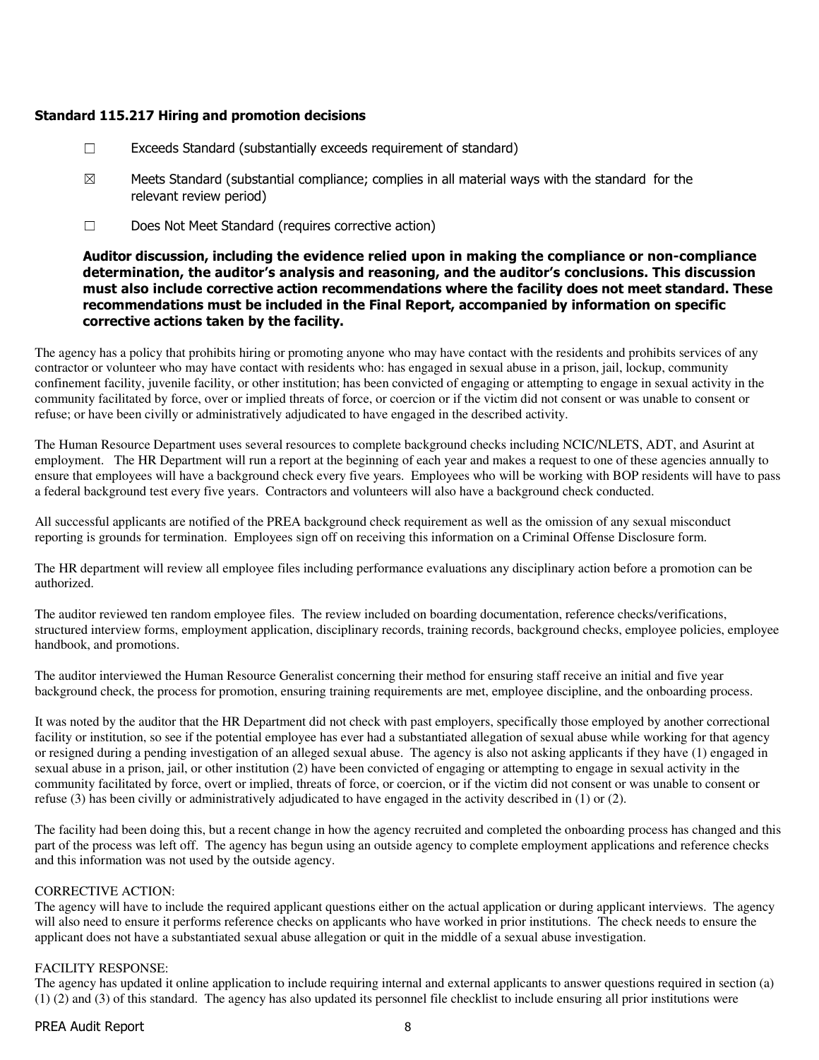### Standard 115.217 Hiring and promotion decisions

☐ Exceeds Standard (substantially exceeds requirement of standard)

☒ Meets Standard (substantial compliance; complies in all material ways with the standard for the relevant review period)

☐ Does Not Meet Standard (requires corrective action)

**Auditor discussion, including the evidence relied upon in making the compliance or non-compliance determination, the auditor's analysis and reasoning, and the auditor's conclusions. This discussion must also include corrective action recommendations where the facility does not meet standard. These recommendations must be included in the Final Report, accompanied by information on specific corrective actions taken by the facility.**

The agency has a policy that prohibits hiring or promoting anyone who may have contact with the residents and prohibits services of any contractor or volunteer who may have contact with residents who: has engaged in sexual abuse in a prison, jail, lockup, community confinement facility, juvenile facility, or other institution; has been convicted of engaging or attempting to engage in sexual activity in the community facilitated by force, over or implied threats of force, or coercion or if the victim did not consent or was unable to consent or refuse; or have been civilly or administratively adjudicated to have engaged in the described activity.

The Human Resource Department uses several resources to complete background checks including NCIC/NLETS, ADT, and Asurint at employment. The HR Department will run a report at the beginning of each year and makes a request to one of these agencies annually to ensure that employees will have a background check every five years. Employees who will be working with BOP residents will have to pass a federal background test every five years. Contractors and volunteers will also have a background check conducted.

All successful applicants are notified of the PREA background check requirement as well as the omission of any sexual misconduct reporting is grounds for termination. Employees sign off on receiving this information on a Criminal Offense Disclosure form.

The HR department will review all employee files including performance evaluations any disciplinary action before a promotion can be authorized.

The auditor reviewed ten random employee files. The review included on boarding documentation, reference checks/verifications, structured interview forms, employment application, disciplinary records, training records, background checks, employee policies, employee handbook, and promotions.

The auditor interviewed the Human Resource Generalist concerning their method for ensuring staff receive an initial and five year background check, the process for promotion, ensuring training requirements are met, employee discipline, and the onboarding process.

It was noted by the auditor that the HR Department did not check with past employers, specifically those employed by another correctional facility or institution, so see if the potential employee has ever had a substantiated allegation of sexual abuse while working for that agency or resigned during a pending investigation of an alleged sexual abuse. The agency is also not asking applicants if they have (1) engaged in sexual abuse in a prison, jail, or other institution (2) have been convicted of engaging or attempting to engage in sexual activity in the community facilitated by force, overt or implied, threats of force, or coercion, or if the victim did not consent or was unable to consent or refuse (3) has been civilly or administratively adjudicated to have engaged in the activity described in (1) or (2).

The facility had been doing this, but a recent change in how the agency recruited and completed the onboarding process has changed and this part of the process was left off. The agency has begun using an outside agency to complete employment applications and reference checks and this information was not used by the outside agency.

CORRECTIVE ACTION:
The agency will have to include the required applicant questions either on the actual application or during applicant interviews. The agency will also need to ensure it performs reference checks on applicants who have worked in prior institutions. The check needs to ensure the applicant does not have a substantiated sexual abuse allegation or quit in the middle of a sexual abuse investigation.

FACILITY RESPONSE:
The agency has updated it online application to include requiring internal and external applicants to answer questions required in section (a) (1) (2) and (3) of this standard. The agency has also updated its personnel file checklist to include ensuring all prior institutions were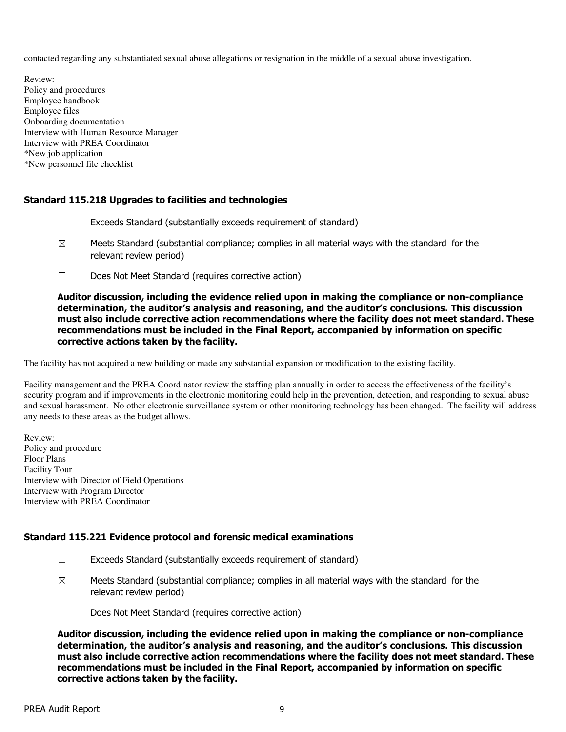contacted regarding any substantiated sexual abuse allegations or resignation in the middle of a sexual abuse investigation.

Review:
Policy and procedures
Employee handbook
Employee files
Onboarding documentation
Interview with Human Resource Manager
Interview with PREA Coordinator
*New job application
*New personnel file checklist

### Standard 115.218 Upgrades to facilities and technologies

☐ Exceeds Standard (substantially exceeds requirement of standard)

☒ Meets Standard (substantial compliance; complies in all material ways with the standard for the relevant review period)

☐ Does Not Meet Standard (requires corrective action)

**Auditor discussion, including the evidence relied upon in making the compliance or non-compliance determination, the auditor's analysis and reasoning, and the auditor's conclusions. This discussion must also include corrective action recommendations where the facility does not meet standard. These recommendations must be included in the Final Report, accompanied by information on specific corrective actions taken by the facility.**

The facility has not acquired a new building or made any substantial expansion or modification to the existing facility.

Facility management and the PREA Coordinator review the staffing plan annually in order to access the effectiveness of the facility's security program and if improvements in the electronic monitoring could help in the prevention, detection, and responding to sexual abuse and sexual harassment. No other electronic surveillance system or other monitoring technology has been changed. The facility will address any needs to these areas as the budget allows.

Review:
Policy and procedure
Floor Plans
Facility Tour
Interview with Director of Field Operations
Interview with Program Director
Interview with PREA Coordinator

### Standard 115.221 Evidence protocol and forensic medical examinations

☐ Exceeds Standard (substantially exceeds requirement of standard)

☒ Meets Standard (substantial compliance; complies in all material ways with the standard for the relevant review period)

☐ Does Not Meet Standard (requires corrective action)

**Auditor discussion, including the evidence relied upon in making the compliance or non-compliance determination, the auditor's analysis and reasoning, and the auditor's conclusions. This discussion must also include corrective action recommendations where the facility does not meet standard. These recommendations must be included in the Final Report, accompanied by information on specific corrective actions taken by the facility.**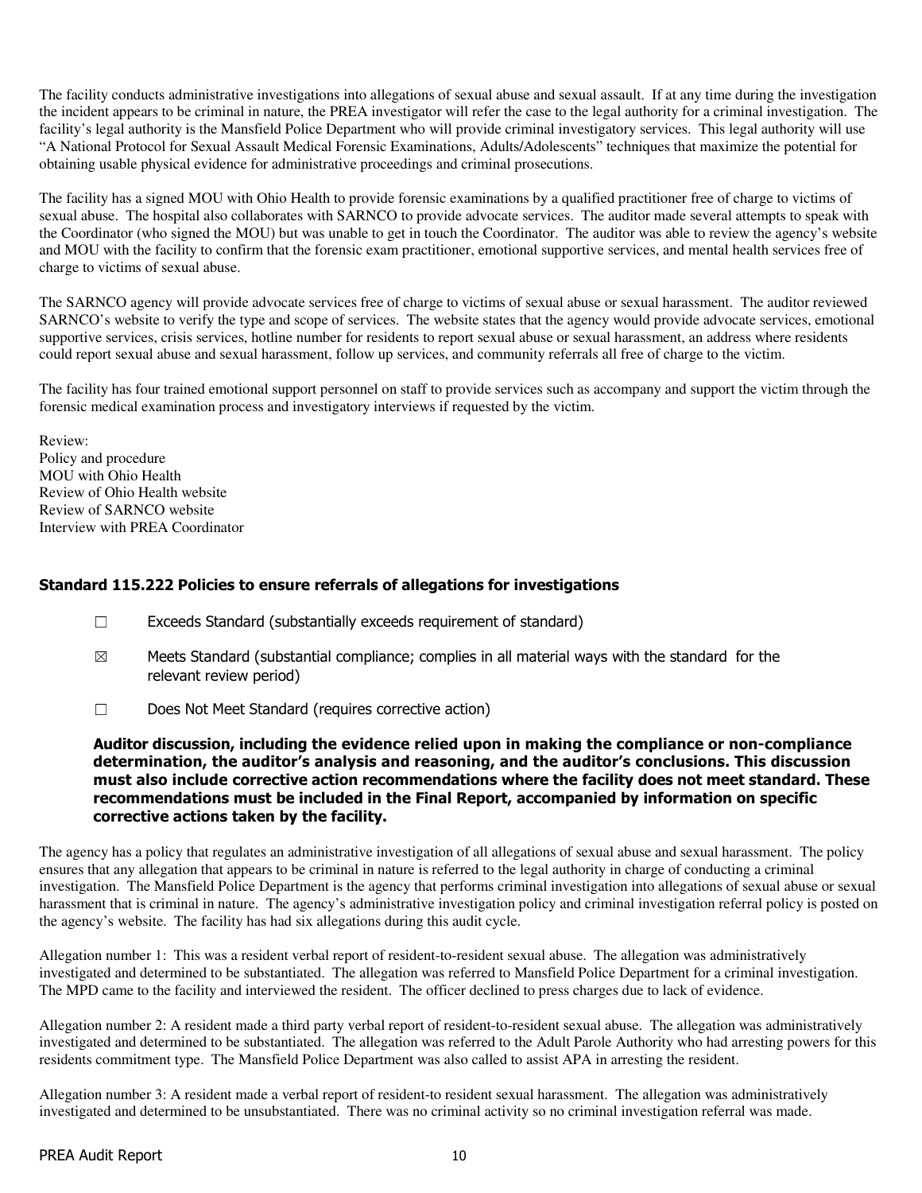The facility conducts administrative investigations into allegations of sexual abuse and sexual assault. If at any time during the investigation the incident appears to be criminal in nature, the PREA investigator will refer the case to the legal authority for a criminal investigation. The facility's legal authority is the Mansfield Police Department who will provide criminal investigatory services. This legal authority will use "A National Protocol for Sexual Assault Medical Forensic Examinations, Adults/Adolescents" techniques that maximize the potential for obtaining usable physical evidence for administrative proceedings and criminal prosecutions.

The facility has a signed MOU with Ohio Health to provide forensic examinations by a qualified practitioner free of charge to victims of sexual abuse. The hospital also collaborates with SARNCO to provide advocate services. The auditor made several attempts to speak with the Coordinator (who signed the MOU) but was unable to get in touch the Coordinator. The auditor was able to review the agency's website and MOU with the facility to confirm that the forensic exam practitioner, emotional supportive services, and mental health services free of charge to victims of sexual abuse.

The SARNCO agency will provide advocate services free of charge to victims of sexual abuse or sexual harassment. The auditor reviewed SARNCO's website to verify the type and scope of services. The website states that the agency would provide advocate services, emotional supportive services, crisis services, hotline number for residents to report sexual abuse or sexual harassment, an address where residents could report sexual abuse and sexual harassment, follow up services, and community referrals all free of charge to the victim.

The facility has four trained emotional support personnel on staff to provide services such as accompany and support the victim through the forensic medical examination process and investigatory interviews if requested by the victim.

Review:
Policy and procedure
MOU with Ohio Health
Review of Ohio Health website
Review of SARNCO website
Interview with PREA Coordinator

### Standard 115.222 Policies to ensure referrals of allegations for investigations

☐ Exceeds Standard (substantially exceeds requirement of standard)

☒ Meets Standard (substantial compliance; complies in all material ways with the standard for the relevant review period)

☐ Does Not Meet Standard (requires corrective action)

**Auditor discussion, including the evidence relied upon in making the compliance or non-compliance determination, the auditor's analysis and reasoning, and the auditor's conclusions. This discussion must also include corrective action recommendations where the facility does not meet standard. These recommendations must be included in the Final Report, accompanied by information on specific corrective actions taken by the facility.**

The agency has a policy that regulates an administrative investigation of all allegations of sexual abuse and sexual harassment. The policy ensures that any allegation that appears to be criminal in nature is referred to the legal authority in charge of conducting a criminal investigation. The Mansfield Police Department is the agency that performs criminal investigation into allegations of sexual abuse or sexual harassment that is criminal in nature. The agency's administrative investigation policy and criminal investigation referral policy is posted on the agency's website. The facility has had six allegations during this audit cycle.

Allegation number 1: This was a resident verbal report of resident-to-resident sexual abuse. The allegation was administratively investigated and determined to be substantiated. The allegation was referred to Mansfield Police Department for a criminal investigation. The MPD came to the facility and interviewed the resident. The officer declined to press charges due to lack of evidence.

Allegation number 2: A resident made a third party verbal report of resident-to-resident sexual abuse. The allegation was administratively investigated and determined to be substantiated. The allegation was referred to the Adult Parole Authority who had arresting powers for this residents commitment type. The Mansfield Police Department was also called to assist APA in arresting the resident.

Allegation number 3: A resident made a verbal report of resident-to resident sexual harassment. The allegation was administratively investigated and determined to be unsubstantiated. There was no criminal activity so no criminal investigation referral was made.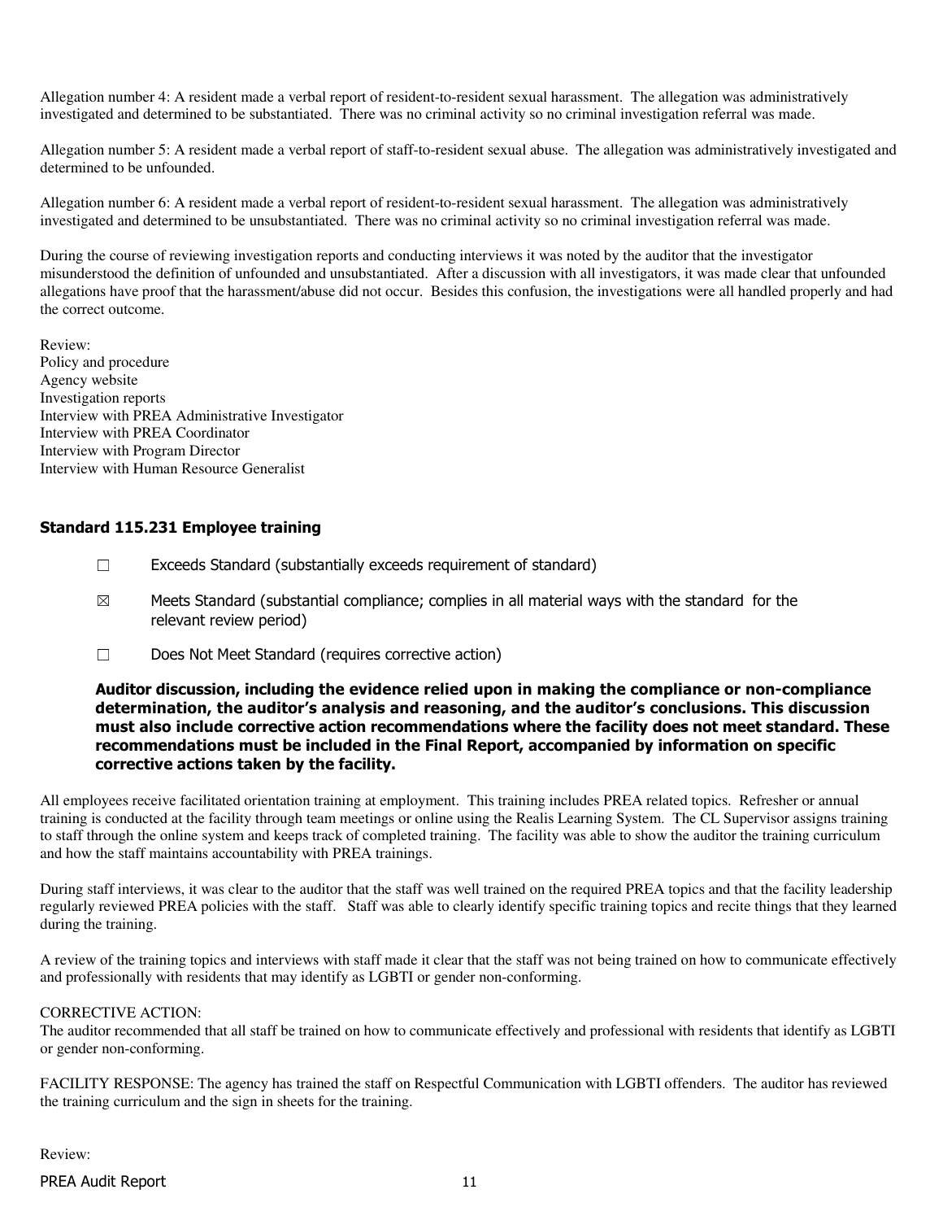Allegation number 4: A resident made a verbal report of resident-to-resident sexual harassment. The allegation was administratively investigated and determined to be substantiated. There was no criminal activity so no criminal investigation referral was made.

Allegation number 5: A resident made a verbal report of staff-to-resident sexual abuse. The allegation was administratively investigated and determined to be unfounded.

Allegation number 6: A resident made a verbal report of resident-to-resident sexual harassment. The allegation was administratively investigated and determined to be unsubstantiated. There was no criminal activity so no criminal investigation referral was made.

During the course of reviewing investigation reports and conducting interviews it was noted by the auditor that the investigator misunderstood the definition of unfounded and unsubstantiated. After a discussion with all investigators, it was made clear that unfounded allegations have proof that the harassment/abuse did not occur. Besides this confusion, the investigations were all handled properly and had the correct outcome.

Review:
Policy and procedure
Agency website
Investigation reports
Interview with PREA Administrative Investigator
Interview with PREA Coordinator
Interview with Program Director
Interview with Human Resource Generalist

## Standard 115.231 Employee training

☐ Exceeds Standard (substantially exceeds requirement of standard)

☒ Meets Standard (substantial compliance; complies in all material ways with the standard for the relevant review period)

☐ Does Not Meet Standard (requires corrective action)

**Auditor discussion, including the evidence relied upon in making the compliance or non-compliance determination, the auditor's analysis and reasoning, and the auditor's conclusions. This discussion must also include corrective action recommendations where the facility does not meet standard. These recommendations must be included in the Final Report, accompanied by information on specific corrective actions taken by the facility.**

All employees receive facilitated orientation training at employment. This training includes PREA related topics. Refresher or annual training is conducted at the facility through team meetings or online using the Realis Learning System. The CL Supervisor assigns training to staff through the online system and keeps track of completed training. The facility was able to show the auditor the training curriculum and how the staff maintains accountability with PREA trainings.

During staff interviews, it was clear to the auditor that the staff was well trained on the required PREA topics and that the facility leadership regularly reviewed PREA policies with the staff. Staff was able to clearly identify specific training topics and recite things that they learned during the training.

A review of the training topics and interviews with staff made it clear that the staff was not being trained on how to communicate effectively and professionally with residents that may identify as LGBTI or gender non-conforming.

CORRECTIVE ACTION:
The auditor recommended that all staff be trained on how to communicate effectively and professional with residents that identify as LGBTI or gender non-conforming.

FACILITY RESPONSE: The agency has trained the staff on Respectful Communication with LGBTI offenders. The auditor has reviewed the training curriculum and the sign in sheets for the training.

Review: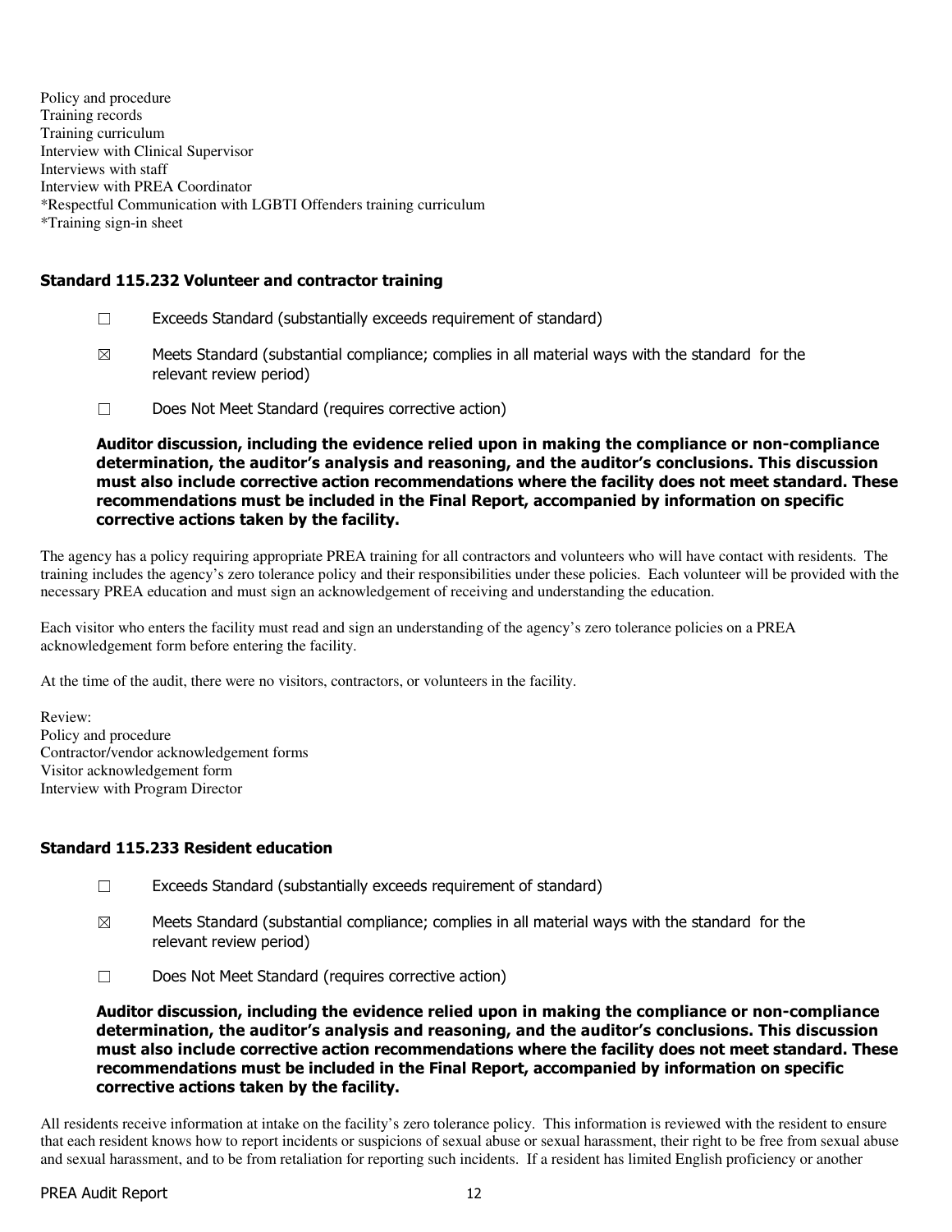Policy and procedure
Training records
Training curriculum
Interview with Clinical Supervisor
Interviews with staff
Interview with PREA Coordinator
*Respectful Communication with LGBTI Offenders training curriculum
*Training sign-in sheet

### Standard 115.232 Volunteer and contractor training

☐ Exceeds Standard (substantially exceeds requirement of standard)

☒ Meets Standard (substantial compliance; complies in all material ways with the standard for the relevant review period)

☐ Does Not Meet Standard (requires corrective action)

**Auditor discussion, including the evidence relied upon in making the compliance or non-compliance determination, the auditor's analysis and reasoning, and the auditor's conclusions. This discussion must also include corrective action recommendations where the facility does not meet standard. These recommendations must be included in the Final Report, accompanied by information on specific corrective actions taken by the facility.**

The agency has a policy requiring appropriate PREA training for all contractors and volunteers who will have contact with residents. The training includes the agency's zero tolerance policy and their responsibilities under these policies. Each volunteer will be provided with the necessary PREA education and must sign an acknowledgement of receiving and understanding the education.

Each visitor who enters the facility must read and sign an understanding of the agency's zero tolerance policies on a PREA acknowledgement form before entering the facility.

At the time of the audit, there were no visitors, contractors, or volunteers in the facility.

Review:
Policy and procedure
Contractor/vendor acknowledgement forms
Visitor acknowledgement form
Interview with Program Director

### Standard 115.233 Resident education

☐ Exceeds Standard (substantially exceeds requirement of standard)

☒ Meets Standard (substantial compliance; complies in all material ways with the standard for the relevant review period)

☐ Does Not Meet Standard (requires corrective action)

**Auditor discussion, including the evidence relied upon in making the compliance or non-compliance determination, the auditor's analysis and reasoning, and the auditor's conclusions. This discussion must also include corrective action recommendations where the facility does not meet standard. These recommendations must be included in the Final Report, accompanied by information on specific corrective actions taken by the facility.**

All residents receive information at intake on the facility's zero tolerance policy. This information is reviewed with the resident to ensure that each resident knows how to report incidents or suspicions of sexual abuse or sexual harassment, their right to be free from sexual abuse and sexual harassment, and to be from retaliation for reporting such incidents. If a resident has limited English proficiency or another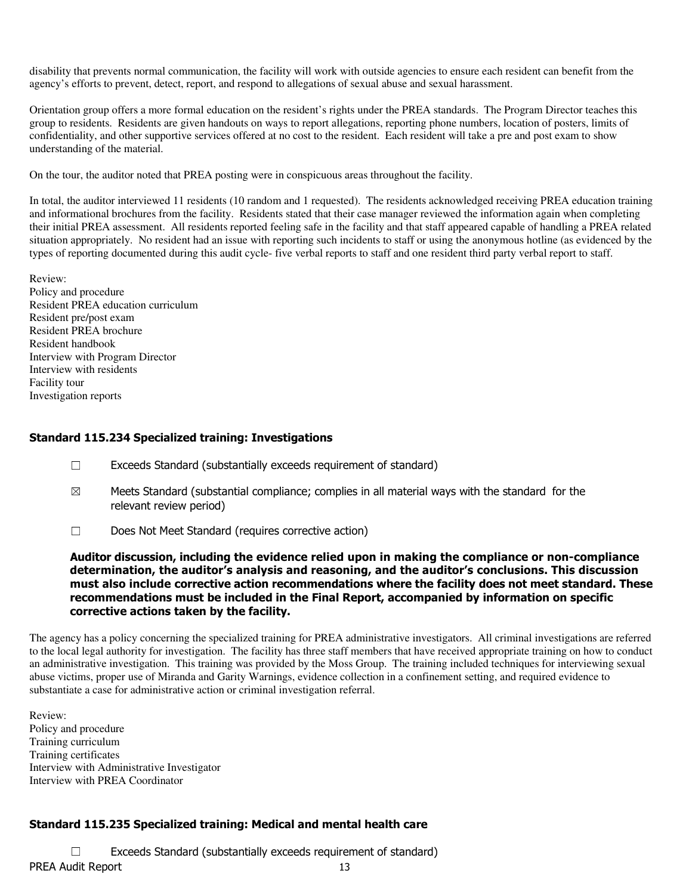disability that prevents normal communication, the facility will work with outside agencies to ensure each resident can benefit from the agency's efforts to prevent, detect, report, and respond to allegations of sexual abuse and sexual harassment.

Orientation group offers a more formal education on the resident's rights under the PREA standards. The Program Director teaches this group to residents. Residents are given handouts on ways to report allegations, reporting phone numbers, location of posters, limits of confidentiality, and other supportive services offered at no cost to the resident. Each resident will take a pre and post exam to show understanding of the material.

On the tour, the auditor noted that PREA posting were in conspicuous areas throughout the facility.

In total, the auditor interviewed 11 residents (10 random and 1 requested). The residents acknowledged receiving PREA education training and informational brochures from the facility. Residents stated that their case manager reviewed the information again when completing their initial PREA assessment. All residents reported feeling safe in the facility and that staff appeared capable of handling a PREA related situation appropriately. No resident had an issue with reporting such incidents to staff or using the anonymous hotline (as evidenced by the types of reporting documented during this audit cycle- five verbal reports to staff and one resident third party verbal report to staff.

Review:
Policy and procedure
Resident PREA education curriculum
Resident pre/post exam
Resident PREA brochure
Resident handbook
Interview with Program Director
Interview with residents
Facility tour
Investigation reports

### Standard 115.234 Specialized training: Investigations

☐ Exceeds Standard (substantially exceeds requirement of standard)

☒ Meets Standard (substantial compliance; complies in all material ways with the standard for the relevant review period)

☐ Does Not Meet Standard (requires corrective action)

**Auditor discussion, including the evidence relied upon in making the compliance or non-compliance determination, the auditor's analysis and reasoning, and the auditor's conclusions. This discussion must also include corrective action recommendations where the facility does not meet standard. These recommendations must be included in the Final Report, accompanied by information on specific corrective actions taken by the facility.**

The agency has a policy concerning the specialized training for PREA administrative investigators. All criminal investigations are referred to the local legal authority for investigation. The facility has three staff members that have received appropriate training on how to conduct an administrative investigation. This training was provided by the Moss Group. The training included techniques for interviewing sexual abuse victims, proper use of Miranda and Garity Warnings, evidence collection in a confinement setting, and required evidence to substantiate a case for administrative action or criminal investigation referral.

Review:
Policy and procedure
Training curriculum
Training certificates
Interview with Administrative Investigator
Interview with PREA Coordinator

### Standard 115.235 Specialized training: Medical and mental health care

☐ Exceeds Standard (substantially exceeds requirement of standard)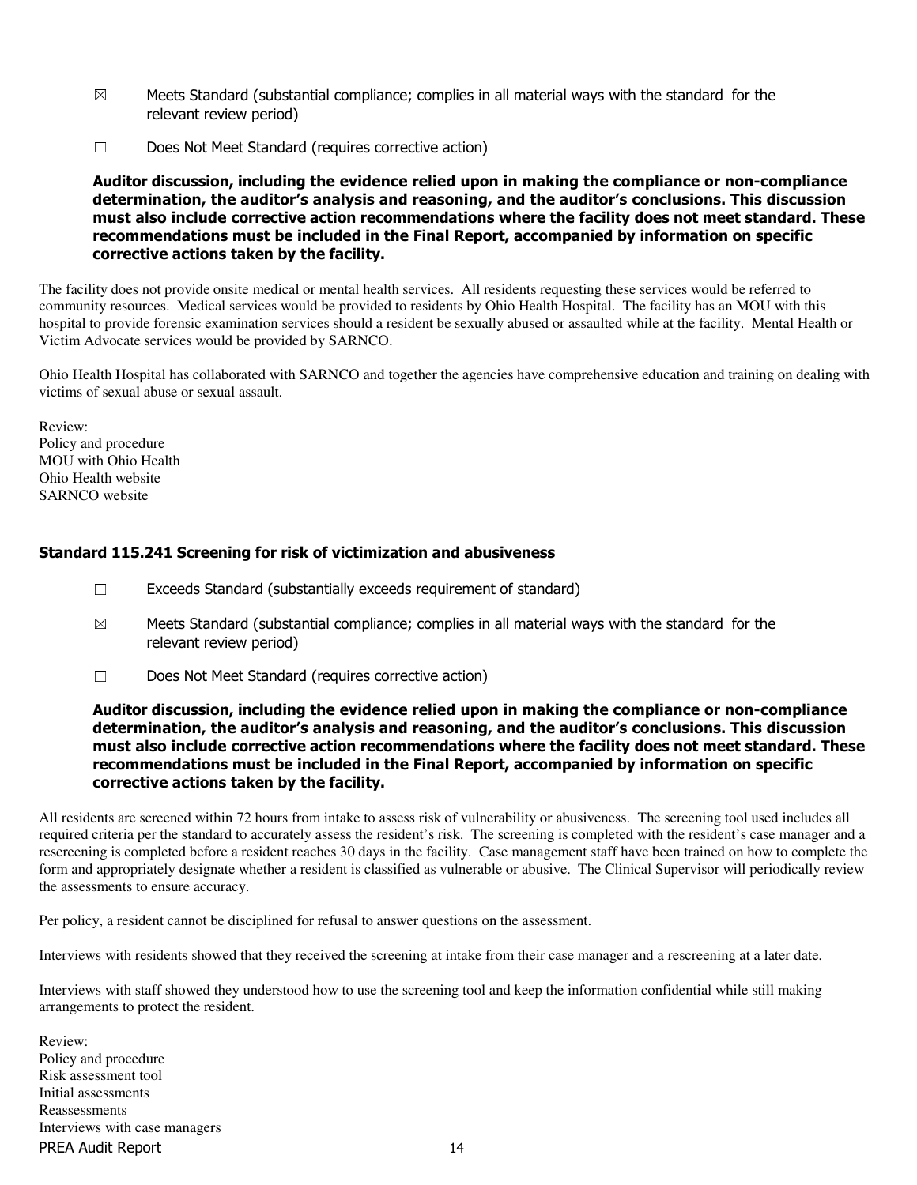☒ Meets Standard (substantial compliance; complies in all material ways with the standard for the relevant review period)

☐ Does Not Meet Standard (requires corrective action)

**Auditor discussion, including the evidence relied upon in making the compliance or non-compliance determination, the auditor's analysis and reasoning, and the auditor's conclusions. This discussion must also include corrective action recommendations where the facility does not meet standard. These recommendations must be included in the Final Report, accompanied by information on specific corrective actions taken by the facility.**

The facility does not provide onsite medical or mental health services. All residents requesting these services would be referred to community resources. Medical services would be provided to residents by Ohio Health Hospital. The facility has an MOU with this hospital to provide forensic examination services should a resident be sexually abused or assaulted while at the facility. Mental Health or Victim Advocate services would be provided by SARNCO.

Ohio Health Hospital has collaborated with SARNCO and together the agencies have comprehensive education and training on dealing with victims of sexual abuse or sexual assault.

Review:
Policy and procedure
MOU with Ohio Health
Ohio Health website
SARNCO website

### Standard 115.241 Screening for risk of victimization and abusiveness

☐ Exceeds Standard (substantially exceeds requirement of standard)

☒ Meets Standard (substantial compliance; complies in all material ways with the standard for the relevant review period)

☐ Does Not Meet Standard (requires corrective action)

**Auditor discussion, including the evidence relied upon in making the compliance or non-compliance determination, the auditor's analysis and reasoning, and the auditor's conclusions. This discussion must also include corrective action recommendations where the facility does not meet standard. These recommendations must be included in the Final Report, accompanied by information on specific corrective actions taken by the facility.**

All residents are screened within 72 hours from intake to assess risk of vulnerability or abusiveness. The screening tool used includes all required criteria per the standard to accurately assess the resident's risk. The screening is completed with the resident's case manager and a rescreening is completed before a resident reaches 30 days in the facility. Case management staff have been trained on how to complete the form and appropriately designate whether a resident is classified as vulnerable or abusive. The Clinical Supervisor will periodically review the assessments to ensure accuracy.

Per policy, a resident cannot be disciplined for refusal to answer questions on the assessment.

Interviews with residents showed that they received the screening at intake from their case manager and a rescreening at a later date.

Interviews with staff showed they understood how to use the screening tool and keep the information confidential while still making arrangements to protect the resident.

Review:
Policy and procedure
Risk assessment tool
Initial assessments
Reassessments
Interviews with case managers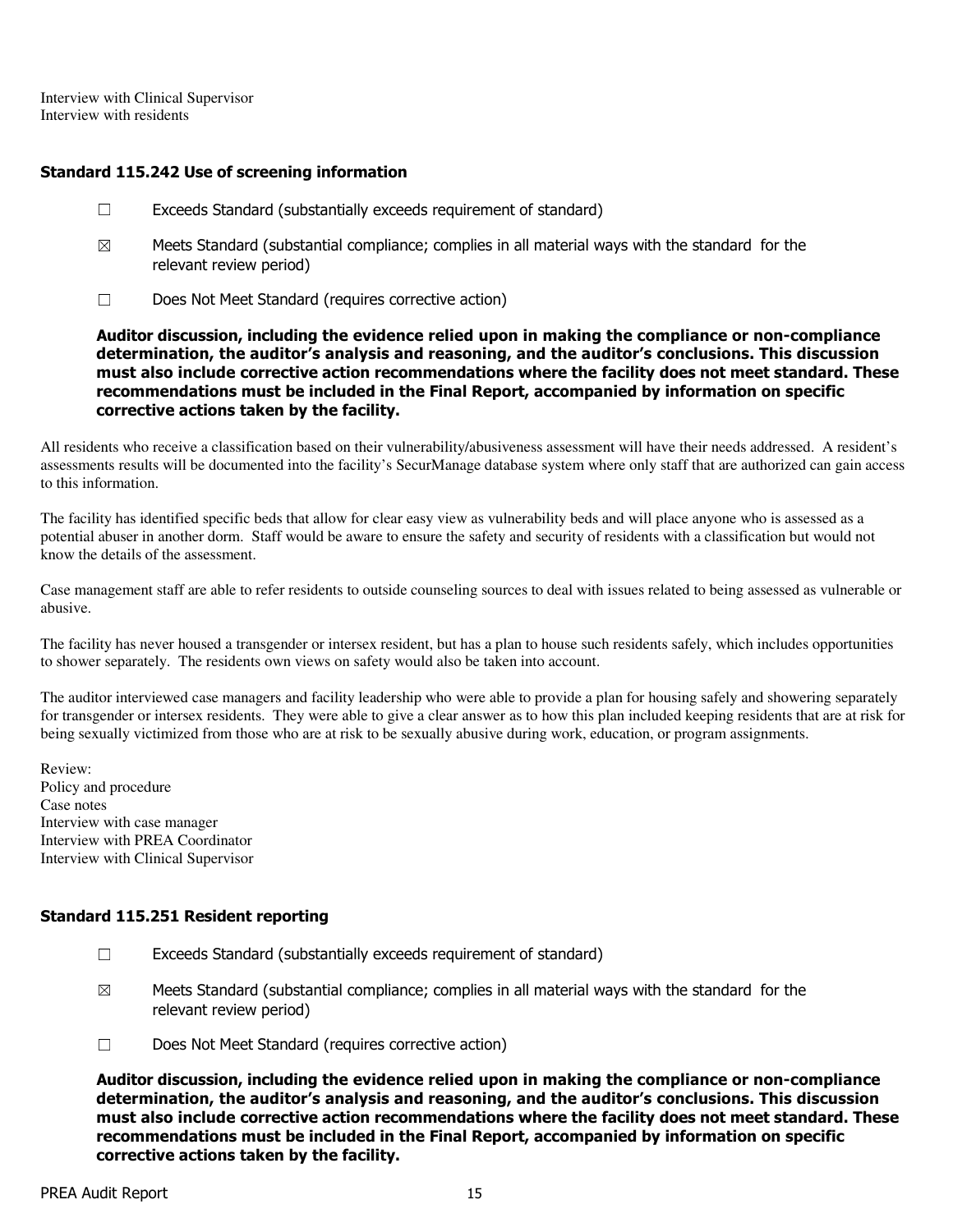Interview with Clinical Supervisor
Interview with residents

### Standard 115.242 Use of screening information

☐ Exceeds Standard (substantially exceeds requirement of standard)

☒ Meets Standard (substantial compliance; complies in all material ways with the standard for the relevant review period)

☐ Does Not Meet Standard (requires corrective action)

**Auditor discussion, including the evidence relied upon in making the compliance or non-compliance determination, the auditor's analysis and reasoning, and the auditor's conclusions. This discussion must also include corrective action recommendations where the facility does not meet standard. These recommendations must be included in the Final Report, accompanied by information on specific corrective actions taken by the facility.**

All residents who receive a classification based on their vulnerability/abusiveness assessment will have their needs addressed. A resident's assessments results will be documented into the facility's SecurManage database system where only staff that are authorized can gain access to this information.

The facility has identified specific beds that allow for clear easy view as vulnerability beds and will place anyone who is assessed as a potential abuser in another dorm. Staff would be aware to ensure the safety and security of residents with a classification but would not know the details of the assessment.

Case management staff are able to refer residents to outside counseling sources to deal with issues related to being assessed as vulnerable or abusive.

The facility has never housed a transgender or intersex resident, but has a plan to house such residents safely, which includes opportunities to shower separately. The residents own views on safety would also be taken into account.

The auditor interviewed case managers and facility leadership who were able to provide a plan for housing safely and showering separately for transgender or intersex residents. They were able to give a clear answer as to how this plan included keeping residents that are at risk for being sexually victimized from those who are at risk to be sexually abusive during work, education, or program assignments.

Review:
Policy and procedure
Case notes
Interview with case manager
Interview with PREA Coordinator
Interview with Clinical Supervisor

### Standard 115.251 Resident reporting

☐ Exceeds Standard (substantially exceeds requirement of standard)

☒ Meets Standard (substantial compliance; complies in all material ways with the standard for the relevant review period)

☐ Does Not Meet Standard (requires corrective action)

**Auditor discussion, including the evidence relied upon in making the compliance or non-compliance determination, the auditor's analysis and reasoning, and the auditor's conclusions. This discussion must also include corrective action recommendations where the facility does not meet standard. These recommendations must be included in the Final Report, accompanied by information on specific corrective actions taken by the facility.**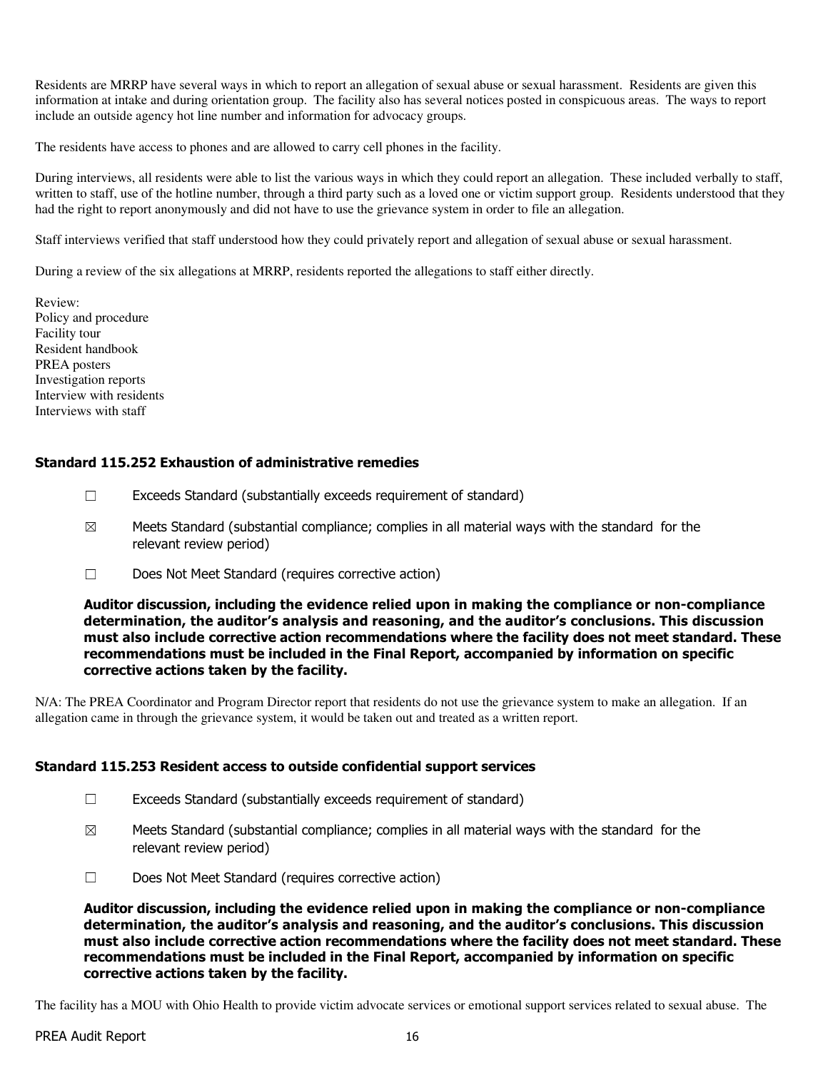Residents are MRRP have several ways in which to report an allegation of sexual abuse or sexual harassment. Residents are given this information at intake and during orientation group. The facility also has several notices posted in conspicuous areas. The ways to report include an outside agency hot line number and information for advocacy groups.

The residents have access to phones and are allowed to carry cell phones in the facility.

During interviews, all residents were able to list the various ways in which they could report an allegation. These included verbally to staff, written to staff, use of the hotline number, through a third party such as a loved one or victim support group. Residents understood that they had the right to report anonymously and did not have to use the grievance system in order to file an allegation.

Staff interviews verified that staff understood how they could privately report and allegation of sexual abuse or sexual harassment.

During a review of the six allegations at MRRP, residents reported the allegations to staff either directly.

Review:
Policy and procedure
Facility tour
Resident handbook
PREA posters
Investigation reports
Interview with residents
Interviews with staff

### Standard 115.252 Exhaustion of administrative remedies

☐ Exceeds Standard (substantially exceeds requirement of standard)

☒ Meets Standard (substantial compliance; complies in all material ways with the standard for the relevant review period)

☐ Does Not Meet Standard (requires corrective action)

**Auditor discussion, including the evidence relied upon in making the compliance or non-compliance determination, the auditor's analysis and reasoning, and the auditor's conclusions. This discussion must also include corrective action recommendations where the facility does not meet standard. These recommendations must be included in the Final Report, accompanied by information on specific corrective actions taken by the facility.**

N/A: The PREA Coordinator and Program Director report that residents do not use the grievance system to make an allegation. If an allegation came in through the grievance system, it would be taken out and treated as a written report.

### Standard 115.253 Resident access to outside confidential support services

☐ Exceeds Standard (substantially exceeds requirement of standard)

☒ Meets Standard (substantial compliance; complies in all material ways with the standard for the relevant review period)

☐ Does Not Meet Standard (requires corrective action)

**Auditor discussion, including the evidence relied upon in making the compliance or non-compliance determination, the auditor's analysis and reasoning, and the auditor's conclusions. This discussion must also include corrective action recommendations where the facility does not meet standard. These recommendations must be included in the Final Report, accompanied by information on specific corrective actions taken by the facility.**

The facility has a MOU with Ohio Health to provide victim advocate services or emotional support services related to sexual abuse. The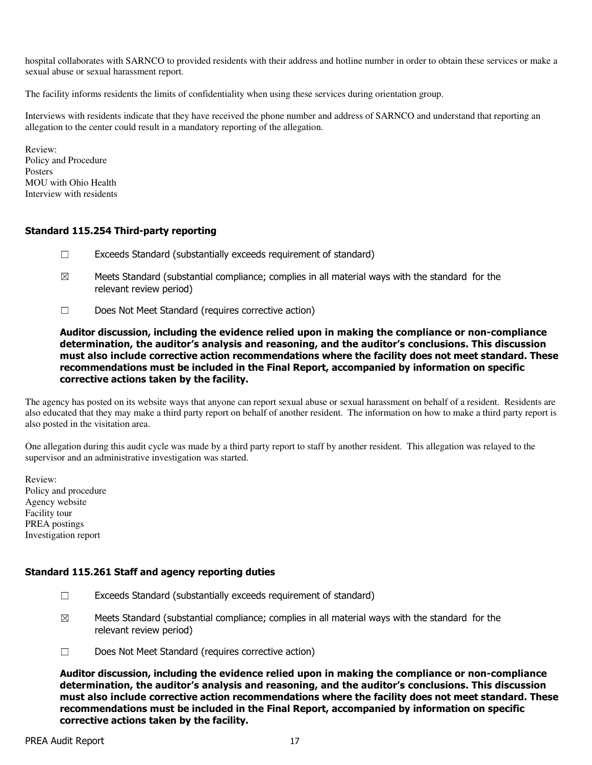hospital collaborates with SARNCO to provided residents with their address and hotline number in order to obtain these services or make a sexual abuse or sexual harassment report.

The facility informs residents the limits of confidentiality when using these services during orientation group.

Interviews with residents indicate that they have received the phone number and address of SARNCO and understand that reporting an allegation to the center could result in a mandatory reporting of the allegation.

Review:
Policy and Procedure
Posters
MOU with Ohio Health
Interview with residents

### Standard 115.254 Third-party reporting

☐ Exceeds Standard (substantially exceeds requirement of standard)

☒ Meets Standard (substantial compliance; complies in all material ways with the standard for the relevant review period)

☐ Does Not Meet Standard (requires corrective action)

**Auditor discussion, including the evidence relied upon in making the compliance or non-compliance determination, the auditor's analysis and reasoning, and the auditor's conclusions. This discussion must also include corrective action recommendations where the facility does not meet standard. These recommendations must be included in the Final Report, accompanied by information on specific corrective actions taken by the facility.**

The agency has posted on its website ways that anyone can report sexual abuse or sexual harassment on behalf of a resident. Residents are also educated that they may make a third party report on behalf of another resident. The information on how to make a third party report is also posted in the visitation area.

One allegation during this audit cycle was made by a third party report to staff by another resident. This allegation was relayed to the supervisor and an administrative investigation was started.

Review:
Policy and procedure
Agency website
Facility tour
PREA postings
Investigation report

### Standard 115.261 Staff and agency reporting duties

☐ Exceeds Standard (substantially exceeds requirement of standard)

☒ Meets Standard (substantial compliance; complies in all material ways with the standard for the relevant review period)

☐ Does Not Meet Standard (requires corrective action)

**Auditor discussion, including the evidence relied upon in making the compliance or non-compliance determination, the auditor's analysis and reasoning, and the auditor's conclusions. This discussion must also include corrective action recommendations where the facility does not meet standard. These recommendations must be included in the Final Report, accompanied by information on specific corrective actions taken by the facility.**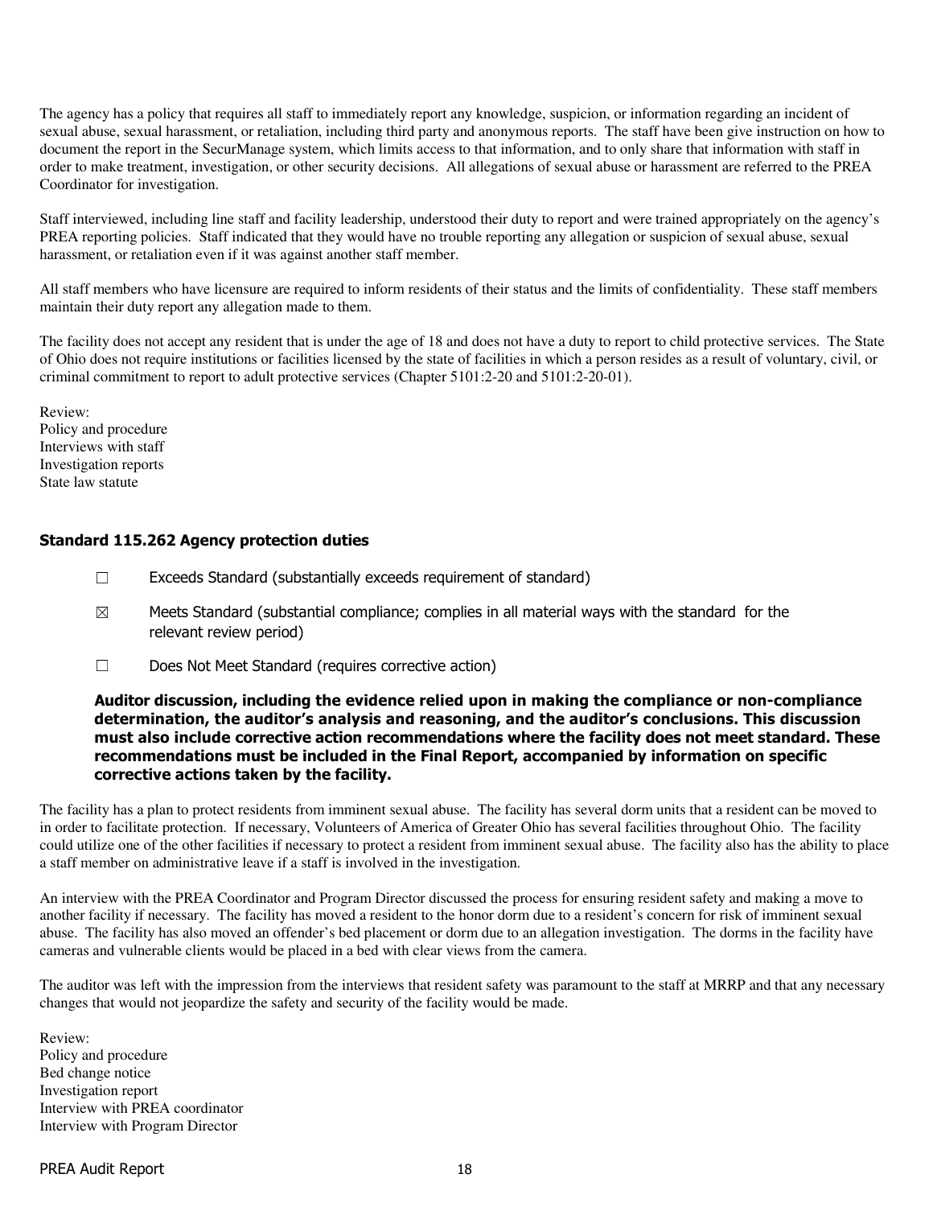The agency has a policy that requires all staff to immediately report any knowledge, suspicion, or information regarding an incident of sexual abuse, sexual harassment, or retaliation, including third party and anonymous reports. The staff have been give instruction on how to document the report in the SecurManage system, which limits access to that information, and to only share that information with staff in order to make treatment, investigation, or other security decisions. All allegations of sexual abuse or harassment are referred to the PREA Coordinator for investigation.

Staff interviewed, including line staff and facility leadership, understood their duty to report and were trained appropriately on the agency's PREA reporting policies. Staff indicated that they would have no trouble reporting any allegation or suspicion of sexual abuse, sexual harassment, or retaliation even if it was against another staff member.

All staff members who have licensure are required to inform residents of their status and the limits of confidentiality. These staff members maintain their duty report any allegation made to them.

The facility does not accept any resident that is under the age of 18 and does not have a duty to report to child protective services. The State of Ohio does not require institutions or facilities licensed by the state of facilities in which a person resides as a result of voluntary, civil, or criminal commitment to report to adult protective services (Chapter 5101:2-20 and 5101:2-20-01).

Review:
Policy and procedure
Interviews with staff
Investigation reports
State law statute

### Standard 115.262 Agency protection duties

☐ Exceeds Standard (substantially exceeds requirement of standard)

☒ Meets Standard (substantial compliance; complies in all material ways with the standard for the relevant review period)

☐ Does Not Meet Standard (requires corrective action)

**Auditor discussion, including the evidence relied upon in making the compliance or non-compliance determination, the auditor's analysis and reasoning, and the auditor's conclusions. This discussion must also include corrective action recommendations where the facility does not meet standard. These recommendations must be included in the Final Report, accompanied by information on specific corrective actions taken by the facility.**

The facility has a plan to protect residents from imminent sexual abuse. The facility has several dorm units that a resident can be moved to in order to facilitate protection. If necessary, Volunteers of America of Greater Ohio has several facilities throughout Ohio. The facility could utilize one of the other facilities if necessary to protect a resident from imminent sexual abuse. The facility also has the ability to place a staff member on administrative leave if a staff is involved in the investigation.

An interview with the PREA Coordinator and Program Director discussed the process for ensuring resident safety and making a move to another facility if necessary. The facility has moved a resident to the honor dorm due to a resident's concern for risk of imminent sexual abuse. The facility has also moved an offender's bed placement or dorm due to an allegation investigation. The dorms in the facility have cameras and vulnerable clients would be placed in a bed with clear views from the camera.

The auditor was left with the impression from the interviews that resident safety was paramount to the staff at MRRP and that any necessary changes that would not jeopardize the safety and security of the facility would be made.

Review:
Policy and procedure
Bed change notice
Investigation report
Interview with PREA coordinator
Interview with Program Director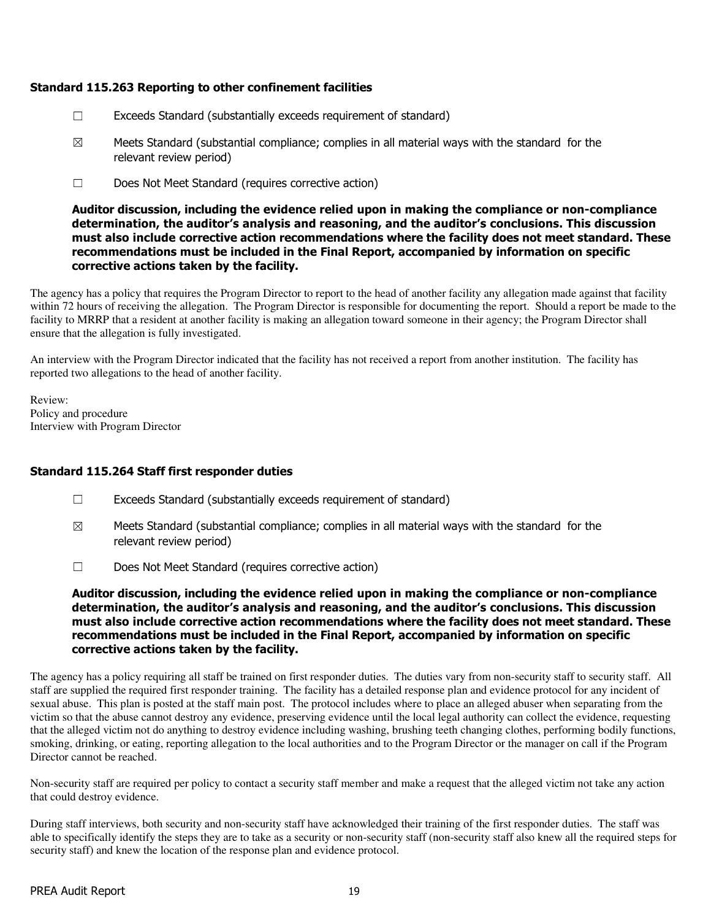### Standard 115.263 Reporting to other confinement facilities

☐ Exceeds Standard (substantially exceeds requirement of standard)

☒ Meets Standard (substantial compliance; complies in all material ways with the standard for the relevant review period)

☐ Does Not Meet Standard (requires corrective action)

**Auditor discussion, including the evidence relied upon in making the compliance or non-compliance determination, the auditor's analysis and reasoning, and the auditor's conclusions. This discussion must also include corrective action recommendations where the facility does not meet standard. These recommendations must be included in the Final Report, accompanied by information on specific corrective actions taken by the facility.**

The agency has a policy that requires the Program Director to report to the head of another facility any allegation made against that facility within 72 hours of receiving the allegation. The Program Director is responsible for documenting the report. Should a report be made to the facility to MRRP that a resident at another facility is making an allegation toward someone in their agency; the Program Director shall ensure that the allegation is fully investigated.

An interview with the Program Director indicated that the facility has not received a report from another institution. The facility has reported two allegations to the head of another facility.

Review:
Policy and procedure
Interview with Program Director

### Standard 115.264 Staff first responder duties

☐ Exceeds Standard (substantially exceeds requirement of standard)

☒ Meets Standard (substantial compliance; complies in all material ways with the standard for the relevant review period)

☐ Does Not Meet Standard (requires corrective action)

**Auditor discussion, including the evidence relied upon in making the compliance or non-compliance determination, the auditor's analysis and reasoning, and the auditor's conclusions. This discussion must also include corrective action recommendations where the facility does not meet standard. These recommendations must be included in the Final Report, accompanied by information on specific corrective actions taken by the facility.**

The agency has a policy requiring all staff be trained on first responder duties. The duties vary from non-security staff to security staff. All staff are supplied the required first responder training. The facility has a detailed response plan and evidence protocol for any incident of sexual abuse. This plan is posted at the staff main post. The protocol includes where to place an alleged abuser when separating from the victim so that the abuse cannot destroy any evidence, preserving evidence until the local legal authority can collect the evidence, requesting that the alleged victim not do anything to destroy evidence including washing, brushing teeth changing clothes, performing bodily functions, smoking, drinking, or eating, reporting allegation to the local authorities and to the Program Director or the manager on call if the Program Director cannot be reached.

Non-security staff are required per policy to contact a security staff member and make a request that the alleged victim not take any action that could destroy evidence.

During staff interviews, both security and non-security staff have acknowledged their training of the first responder duties. The staff was able to specifically identify the steps they are to take as a security or non-security staff (non-security staff also knew all the required steps for security staff) and knew the location of the response plan and evidence protocol.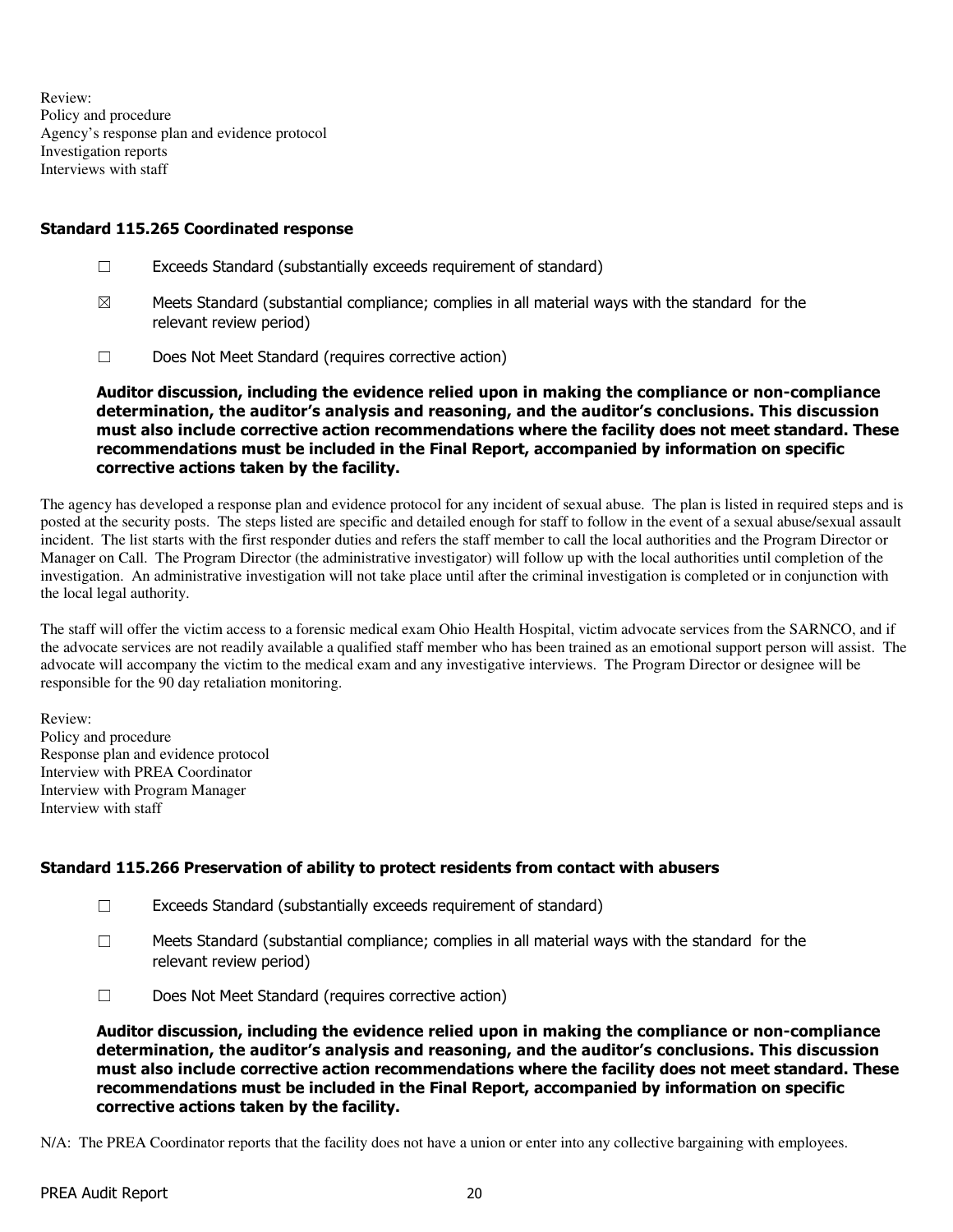Review:
Policy and procedure
Agency's response plan and evidence protocol
Investigation reports
Interviews with staff

### Standard 115.265 Coordinated response

☐ Exceeds Standard (substantially exceeds requirement of standard)

☒ Meets Standard (substantial compliance; complies in all material ways with the standard for the relevant review period)

☐ Does Not Meet Standard (requires corrective action)

**Auditor discussion, including the evidence relied upon in making the compliance or non-compliance determination, the auditor's analysis and reasoning, and the auditor's conclusions. This discussion must also include corrective action recommendations where the facility does not meet standard. These recommendations must be included in the Final Report, accompanied by information on specific corrective actions taken by the facility.**

The agency has developed a response plan and evidence protocol for any incident of sexual abuse. The plan is listed in required steps and is posted at the security posts. The steps listed are specific and detailed enough for staff to follow in the event of a sexual abuse/sexual assault incident. The list starts with the first responder duties and refers the staff member to call the local authorities and the Program Director or Manager on Call. The Program Director (the administrative investigator) will follow up with the local authorities until completion of the investigation. An administrative investigation will not take place until after the criminal investigation is completed or in conjunction with the local legal authority.

The staff will offer the victim access to a forensic medical exam Ohio Health Hospital, victim advocate services from the SARNCO, and if the advocate services are not readily available a qualified staff member who has been trained as an emotional support person will assist. The advocate will accompany the victim to the medical exam and any investigative interviews. The Program Director or designee will be responsible for the 90 day retaliation monitoring.

Review:
Policy and procedure
Response plan and evidence protocol
Interview with PREA Coordinator
Interview with Program Manager
Interview with staff

### Standard 115.266 Preservation of ability to protect residents from contact with abusers

☐ Exceeds Standard (substantially exceeds requirement of standard)

☐ Meets Standard (substantial compliance; complies in all material ways with the standard for the relevant review period)

☐ Does Not Meet Standard (requires corrective action)

**Auditor discussion, including the evidence relied upon in making the compliance or non-compliance determination, the auditor's analysis and reasoning, and the auditor's conclusions. This discussion must also include corrective action recommendations where the facility does not meet standard. These recommendations must be included in the Final Report, accompanied by information on specific corrective actions taken by the facility.**

N/A: The PREA Coordinator reports that the facility does not have a union or enter into any collective bargaining with employees.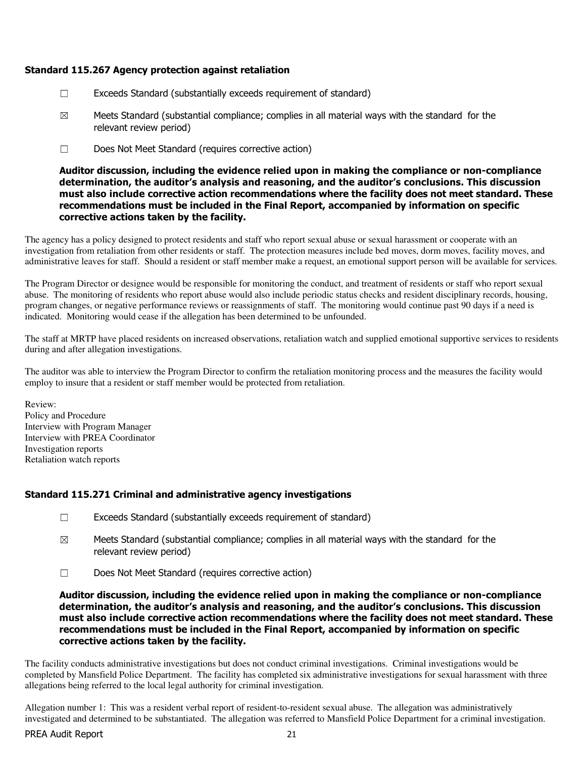### Standard 115.267 Agency protection against retaliation

☐ Exceeds Standard (substantially exceeds requirement of standard)

☒ Meets Standard (substantial compliance; complies in all material ways with the standard for the relevant review period)

☐ Does Not Meet Standard (requires corrective action)

**Auditor discussion, including the evidence relied upon in making the compliance or non-compliance determination, the auditor's analysis and reasoning, and the auditor's conclusions. This discussion must also include corrective action recommendations where the facility does not meet standard. These recommendations must be included in the Final Report, accompanied by information on specific corrective actions taken by the facility.**

The agency has a policy designed to protect residents and staff who report sexual abuse or sexual harassment or cooperate with an investigation from retaliation from other residents or staff. The protection measures include bed moves, dorm moves, facility moves, and administrative leaves for staff. Should a resident or staff member make a request, an emotional support person will be available for services.

The Program Director or designee would be responsible for monitoring the conduct, and treatment of residents or staff who report sexual abuse. The monitoring of residents who report abuse would also include periodic status checks and resident disciplinary records, housing, program changes, or negative performance reviews or reassignments of staff. The monitoring would continue past 90 days if a need is indicated. Monitoring would cease if the allegation has been determined to be unfounded.

The staff at MRTP have placed residents on increased observations, retaliation watch and supplied emotional supportive services to residents during and after allegation investigations.

The auditor was able to interview the Program Director to confirm the retaliation monitoring process and the measures the facility would employ to insure that a resident or staff member would be protected from retaliation.

Review:
Policy and Procedure
Interview with Program Manager
Interview with PREA Coordinator
Investigation reports
Retaliation watch reports

### Standard 115.271 Criminal and administrative agency investigations

☐ Exceeds Standard (substantially exceeds requirement of standard)

☒ Meets Standard (substantial compliance; complies in all material ways with the standard for the relevant review period)

☐ Does Not Meet Standard (requires corrective action)

**Auditor discussion, including the evidence relied upon in making the compliance or non-compliance determination, the auditor's analysis and reasoning, and the auditor's conclusions. This discussion must also include corrective action recommendations where the facility does not meet standard. These recommendations must be included in the Final Report, accompanied by information on specific corrective actions taken by the facility.**

The facility conducts administrative investigations but does not conduct criminal investigations. Criminal investigations would be completed by Mansfield Police Department. The facility has completed six administrative investigations for sexual harassment with three allegations being referred to the local legal authority for criminal investigation.

Allegation number 1: This was a resident verbal report of resident-to-resident sexual abuse. The allegation was administratively investigated and determined to be substantiated. The allegation was referred to Mansfield Police Department for a criminal investigation.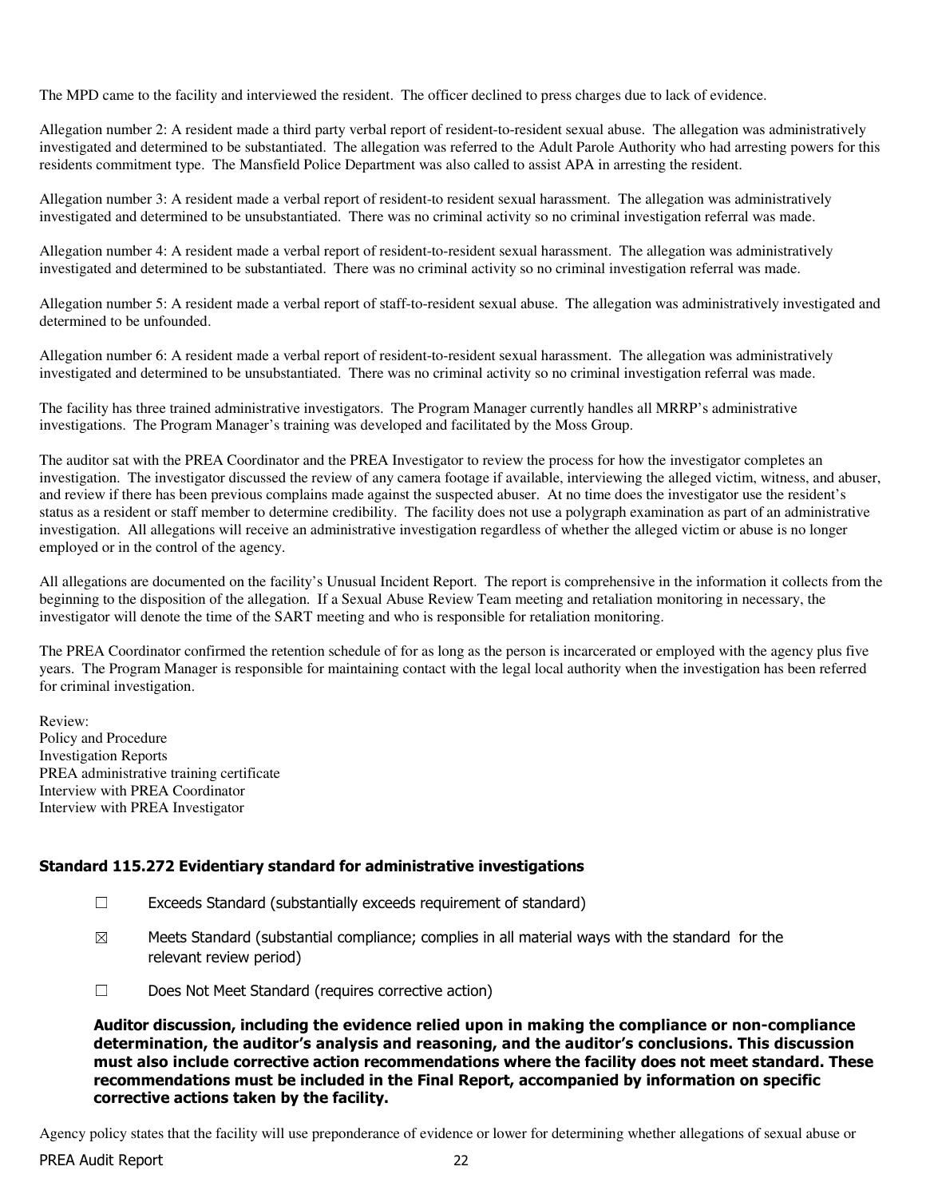The MPD came to the facility and interviewed the resident. The officer declined to press charges due to lack of evidence.

Allegation number 2: A resident made a third party verbal report of resident-to-resident sexual abuse. The allegation was administratively investigated and determined to be substantiated. The allegation was referred to the Adult Parole Authority who had arresting powers for this residents commitment type. The Mansfield Police Department was also called to assist APA in arresting the resident.

Allegation number 3: A resident made a verbal report of resident-to resident sexual harassment. The allegation was administratively investigated and determined to be unsubstantiated. There was no criminal activity so no criminal investigation referral was made.

Allegation number 4: A resident made a verbal report of resident-to-resident sexual harassment. The allegation was administratively investigated and determined to be substantiated. There was no criminal activity so no criminal investigation referral was made.

Allegation number 5: A resident made a verbal report of staff-to-resident sexual abuse. The allegation was administratively investigated and determined to be unfounded.

Allegation number 6: A resident made a verbal report of resident-to-resident sexual harassment. The allegation was administratively investigated and determined to be unsubstantiated. There was no criminal activity so no criminal investigation referral was made.

The facility has three trained administrative investigators. The Program Manager currently handles all MRRP's administrative investigations. The Program Manager's training was developed and facilitated by the Moss Group.

The auditor sat with the PREA Coordinator and the PREA Investigator to review the process for how the investigator completes an investigation. The investigator discussed the review of any camera footage if available, interviewing the alleged victim, witness, and abuser, and review if there has been previous complains made against the suspected abuser. At no time does the investigator use the resident's status as a resident or staff member to determine credibility. The facility does not use a polygraph examination as part of an administrative investigation. All allegations will receive an administrative investigation regardless of whether the alleged victim or abuse is no longer employed or in the control of the agency.

All allegations are documented on the facility's Unusual Incident Report. The report is comprehensive in the information it collects from the beginning to the disposition of the allegation. If a Sexual Abuse Review Team meeting and retaliation monitoring in necessary, the investigator will denote the time of the SART meeting and who is responsible for retaliation monitoring.

The PREA Coordinator confirmed the retention schedule of for as long as the person is incarcerated or employed with the agency plus five years. The Program Manager is responsible for maintaining contact with the legal local authority when the investigation has been referred for criminal investigation.

Review:
Policy and Procedure
Investigation Reports
PREA administrative training certificate
Interview with PREA Coordinator
Interview with PREA Investigator

### Standard 115.272 Evidentiary standard for administrative investigations

☐ Exceeds Standard (substantially exceeds requirement of standard)

☒ Meets Standard (substantial compliance; complies in all material ways with the standard for the relevant review period)

☐ Does Not Meet Standard (requires corrective action)

**Auditor discussion, including the evidence relied upon in making the compliance or non-compliance determination, the auditor's analysis and reasoning, and the auditor's conclusions. This discussion must also include corrective action recommendations where the facility does not meet standard. These recommendations must be included in the Final Report, accompanied by information on specific corrective actions taken by the facility.**

Agency policy states that the facility will use preponderance of evidence or lower for determining whether allegations of sexual abuse or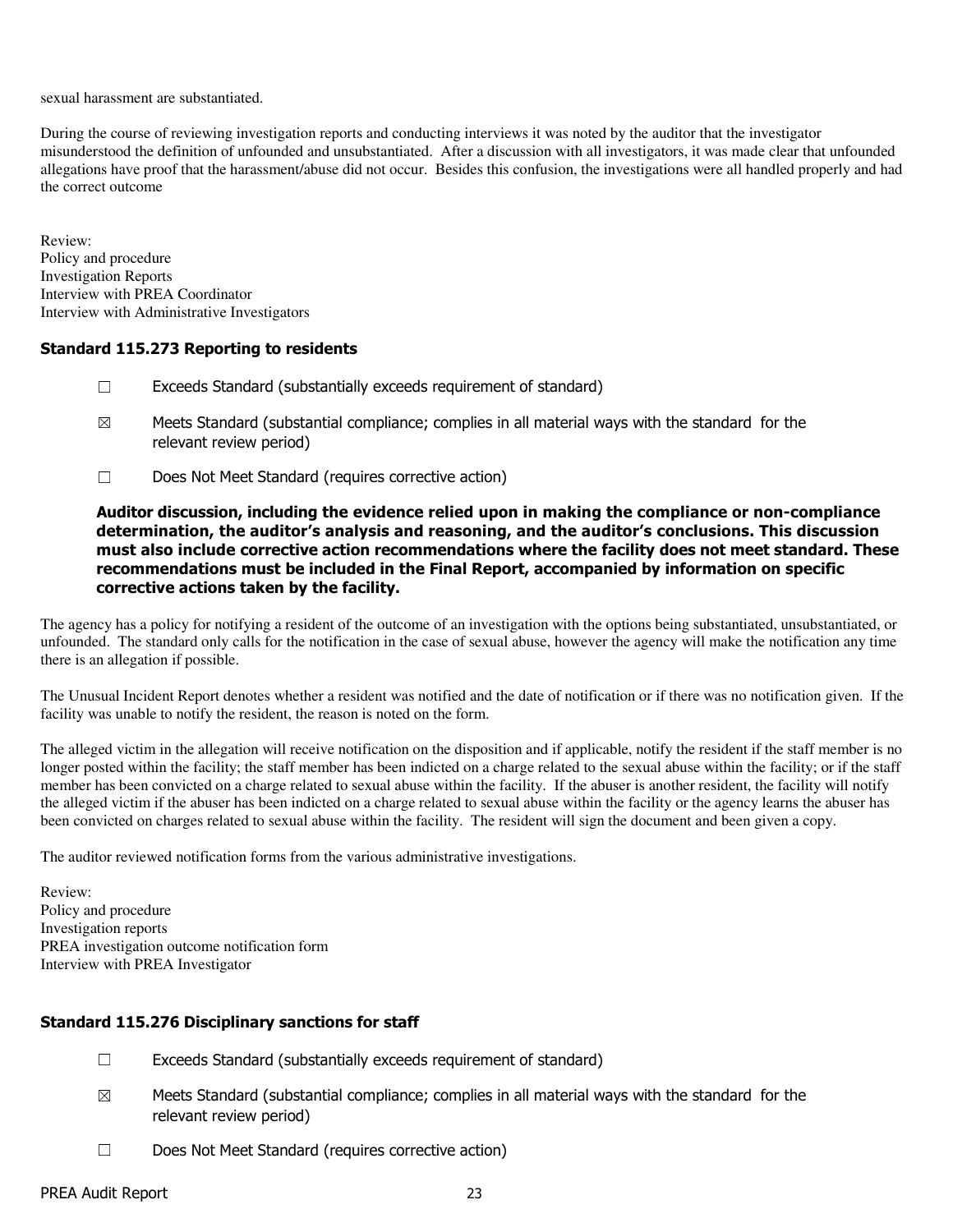sexual harassment are substantiated.

During the course of reviewing investigation reports and conducting interviews it was noted by the auditor that the investigator misunderstood the definition of unfounded and unsubstantiated. After a discussion with all investigators, it was made clear that unfounded allegations have proof that the harassment/abuse did not occur. Besides this confusion, the investigations were all handled properly and had the correct outcome

Review:
Policy and procedure
Investigation Reports
Interview with PREA Coordinator
Interview with Administrative Investigators

### Standard 115.273 Reporting to residents

☐ Exceeds Standard (substantially exceeds requirement of standard)

☒ Meets Standard (substantial compliance; complies in all material ways with the standard for the relevant review period)

☐ Does Not Meet Standard (requires corrective action)

**Auditor discussion, including the evidence relied upon in making the compliance or non-compliance determination, the auditor's analysis and reasoning, and the auditor's conclusions. This discussion must also include corrective action recommendations where the facility does not meet standard. These recommendations must be included in the Final Report, accompanied by information on specific corrective actions taken by the facility.**

The agency has a policy for notifying a resident of the outcome of an investigation with the options being substantiated, unsubstantiated, or unfounded. The standard only calls for the notification in the case of sexual abuse, however the agency will make the notification any time there is an allegation if possible.

The Unusual Incident Report denotes whether a resident was notified and the date of notification or if there was no notification given. If the facility was unable to notify the resident, the reason is noted on the form.

The alleged victim in the allegation will receive notification on the disposition and if applicable, notify the resident if the staff member is no longer posted within the facility; the staff member has been indicted on a charge related to the sexual abuse within the facility; or if the staff member has been convicted on a charge related to sexual abuse within the facility. If the abuser is another resident, the facility will notify the alleged victim if the abuser has been indicted on a charge related to sexual abuse within the facility or the agency learns the abuser has been convicted on charges related to sexual abuse within the facility. The resident will sign the document and been given a copy.

The auditor reviewed notification forms from the various administrative investigations.

Review:
Policy and procedure
Investigation reports
PREA investigation outcome notification form
Interview with PREA Investigator

### Standard 115.276 Disciplinary sanctions for staff

☐ Exceeds Standard (substantially exceeds requirement of standard)

☒ Meets Standard (substantial compliance; complies in all material ways with the standard for the relevant review period)

☐ Does Not Meet Standard (requires corrective action)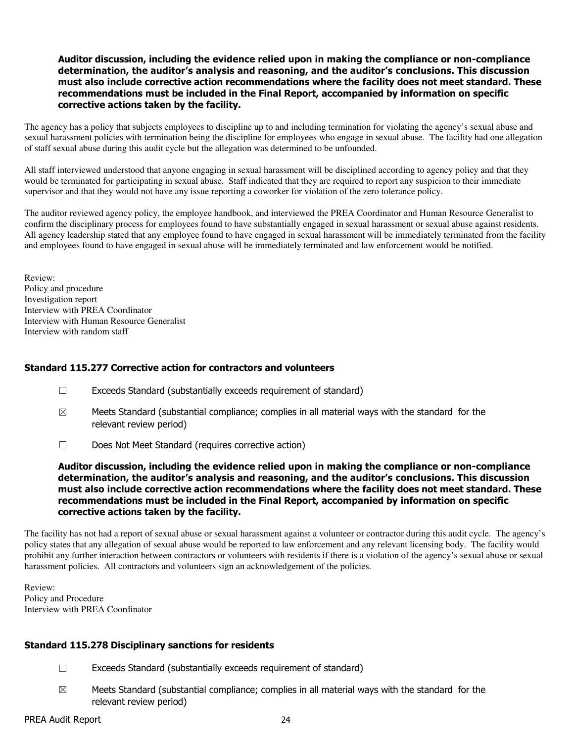**Auditor discussion, including the evidence relied upon in making the compliance or non-compliance determination, the auditor's analysis and reasoning, and the auditor's conclusions. This discussion must also include corrective action recommendations where the facility does not meet standard. These recommendations must be included in the Final Report, accompanied by information on specific corrective actions taken by the facility.**

The agency has a policy that subjects employees to discipline up to and including termination for violating the agency's sexual abuse and sexual harassment policies with termination being the discipline for employees who engage in sexual abuse. The facility had one allegation of staff sexual abuse during this audit cycle but the allegation was determined to be unfounded.

All staff interviewed understood that anyone engaging in sexual harassment will be disciplined according to agency policy and that they would be terminated for participating in sexual abuse. Staff indicated that they are required to report any suspicion to their immediate supervisor and that they would not have any issue reporting a coworker for violation of the zero tolerance policy.

The auditor reviewed agency policy, the employee handbook, and interviewed the PREA Coordinator and Human Resource Generalist to confirm the disciplinary process for employees found to have substantially engaged in sexual harassment or sexual abuse against residents. All agency leadership stated that any employee found to have engaged in sexual harassment will be immediately terminated from the facility and employees found to have engaged in sexual abuse will be immediately terminated and law enforcement would be notified.

Review:
Policy and procedure
Investigation report
Interview with PREA Coordinator
Interview with Human Resource Generalist
Interview with random staff

### Standard 115.277 Corrective action for contractors and volunteers

☐ Exceeds Standard (substantially exceeds requirement of standard)

☒ Meets Standard (substantial compliance; complies in all material ways with the standard for the relevant review period)

☐ Does Not Meet Standard (requires corrective action)

**Auditor discussion, including the evidence relied upon in making the compliance or non-compliance determination, the auditor's analysis and reasoning, and the auditor's conclusions. This discussion must also include corrective action recommendations where the facility does not meet standard. These recommendations must be included in the Final Report, accompanied by information on specific corrective actions taken by the facility.**

The facility has not had a report of sexual abuse or sexual harassment against a volunteer or contractor during this audit cycle. The agency's policy states that any allegation of sexual abuse would be reported to law enforcement and any relevant licensing body. The facility would prohibit any further interaction between contractors or volunteers with residents if there is a violation of the agency's sexual abuse or sexual harassment policies. All contractors and volunteers sign an acknowledgement of the policies.

Review:
Policy and Procedure
Interview with PREA Coordinator

### Standard 115.278 Disciplinary sanctions for residents

☐ Exceeds Standard (substantially exceeds requirement of standard)

☒ Meets Standard (substantial compliance; complies in all material ways with the standard for the relevant review period)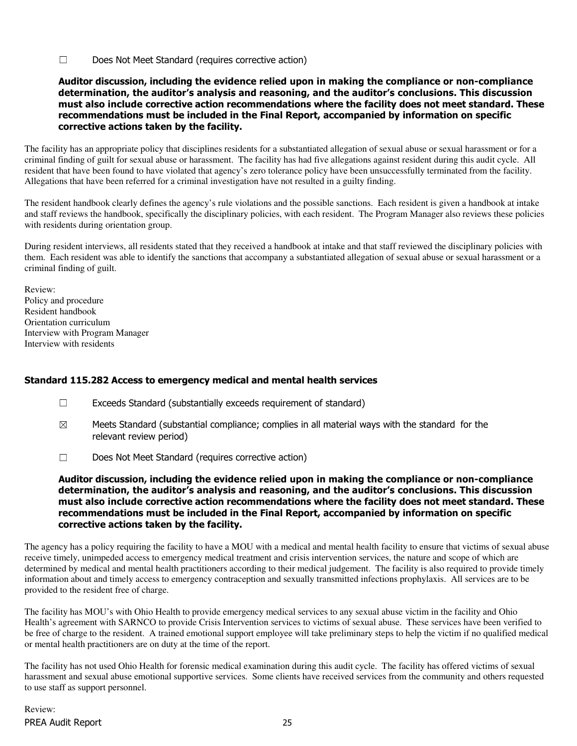☐ Does Not Meet Standard (requires corrective action)

**Auditor discussion, including the evidence relied upon in making the compliance or non-compliance determination, the auditor's analysis and reasoning, and the auditor's conclusions. This discussion must also include corrective action recommendations where the facility does not meet standard. These recommendations must be included in the Final Report, accompanied by information on specific corrective actions taken by the facility.**

The facility has an appropriate policy that disciplines residents for a substantiated allegation of sexual abuse or sexual harassment or for a criminal finding of guilt for sexual abuse or harassment. The facility has had five allegations against resident during this audit cycle. All resident that have been found to have violated that agency's zero tolerance policy have been unsuccessfully terminated from the facility. Allegations that have been referred for a criminal investigation have not resulted in a guilty finding.

The resident handbook clearly defines the agency's rule violations and the possible sanctions. Each resident is given a handbook at intake and staff reviews the handbook, specifically the disciplinary policies, with each resident. The Program Manager also reviews these policies with residents during orientation group.

During resident interviews, all residents stated that they received a handbook at intake and that staff reviewed the disciplinary policies with them. Each resident was able to identify the sanctions that accompany a substantiated allegation of sexual abuse or sexual harassment or a criminal finding of guilt.

Review:
Policy and procedure
Resident handbook
Orientation curriculum
Interview with Program Manager
Interview with residents

### Standard 115.282 Access to emergency medical and mental health services

☐ Exceeds Standard (substantially exceeds requirement of standard)

☒ Meets Standard (substantial compliance; complies in all material ways with the standard for the relevant review period)

☐ Does Not Meet Standard (requires corrective action)

**Auditor discussion, including the evidence relied upon in making the compliance or non-compliance determination, the auditor's analysis and reasoning, and the auditor's conclusions. This discussion must also include corrective action recommendations where the facility does not meet standard. These recommendations must be included in the Final Report, accompanied by information on specific corrective actions taken by the facility.**

The agency has a policy requiring the facility to have a MOU with a medical and mental health facility to ensure that victims of sexual abuse receive timely, unimpeded access to emergency medical treatment and crisis intervention services, the nature and scope of which are determined by medical and mental health practitioners according to their medical judgement. The facility is also required to provide timely information about and timely access to emergency contraception and sexually transmitted infections prophylaxis. All services are to be provided to the resident free of charge.

The facility has MOU's with Ohio Health to provide emergency medical services to any sexual abuse victim in the facility and Ohio Health's agreement with SARNCO to provide Crisis Intervention services to victims of sexual abuse. These services have been verified to be free of charge to the resident. A trained emotional support employee will take preliminary steps to help the victim if no qualified medical or mental health practitioners are on duty at the time of the report.

The facility has not used Ohio Health for forensic medical examination during this audit cycle. The facility has offered victims of sexual harassment and sexual abuse emotional supportive services. Some clients have received services from the community and others requested to use staff as support personnel.

Review: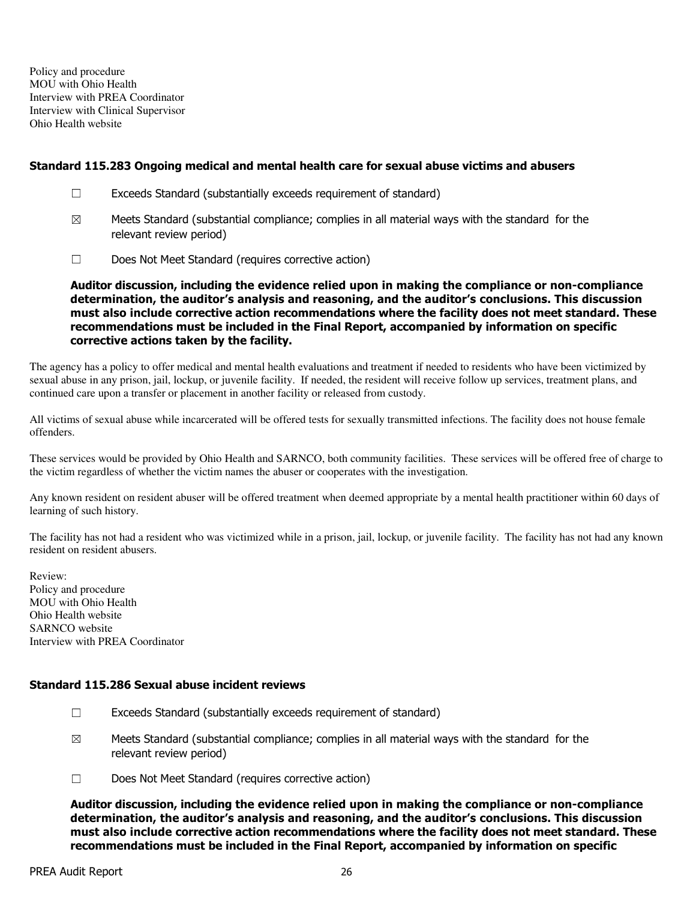Policy and procedure
MOU with Ohio Health
Interview with PREA Coordinator
Interview with Clinical Supervisor
Ohio Health website

### Standard 115.283 Ongoing medical and mental health care for sexual abuse victims and abusers

☐ Exceeds Standard (substantially exceeds requirement of standard)

☒ Meets Standard (substantial compliance; complies in all material ways with the standard for the relevant review period)

☐ Does Not Meet Standard (requires corrective action)

**Auditor discussion, including the evidence relied upon in making the compliance or non-compliance determination, the auditor's analysis and reasoning, and the auditor's conclusions. This discussion must also include corrective action recommendations where the facility does not meet standard. These recommendations must be included in the Final Report, accompanied by information on specific corrective actions taken by the facility.**

The agency has a policy to offer medical and mental health evaluations and treatment if needed to residents who have been victimized by sexual abuse in any prison, jail, lockup, or juvenile facility. If needed, the resident will receive follow up services, treatment plans, and continued care upon a transfer or placement in another facility or released from custody.

All victims of sexual abuse while incarcerated will be offered tests for sexually transmitted infections. The facility does not house female offenders.

These services would be provided by Ohio Health and SARNCO, both community facilities. These services will be offered free of charge to the victim regardless of whether the victim names the abuser or cooperates with the investigation.

Any known resident on resident abuser will be offered treatment when deemed appropriate by a mental health practitioner within 60 days of learning of such history.

The facility has not had a resident who was victimized while in a prison, jail, lockup, or juvenile facility. The facility has not had any known resident on resident abusers.

Review:
Policy and procedure
MOU with Ohio Health
Ohio Health website
SARNCO website
Interview with PREA Coordinator

### Standard 115.286 Sexual abuse incident reviews

☐ Exceeds Standard (substantially exceeds requirement of standard)

☒ Meets Standard (substantial compliance; complies in all material ways with the standard for the relevant review period)

☐ Does Not Meet Standard (requires corrective action)

**Auditor discussion, including the evidence relied upon in making the compliance or non-compliance determination, the auditor's analysis and reasoning, and the auditor's conclusions. This discussion must also include corrective action recommendations where the facility does not meet standard. These recommendations must be included in the Final Report, accompanied by information on specific**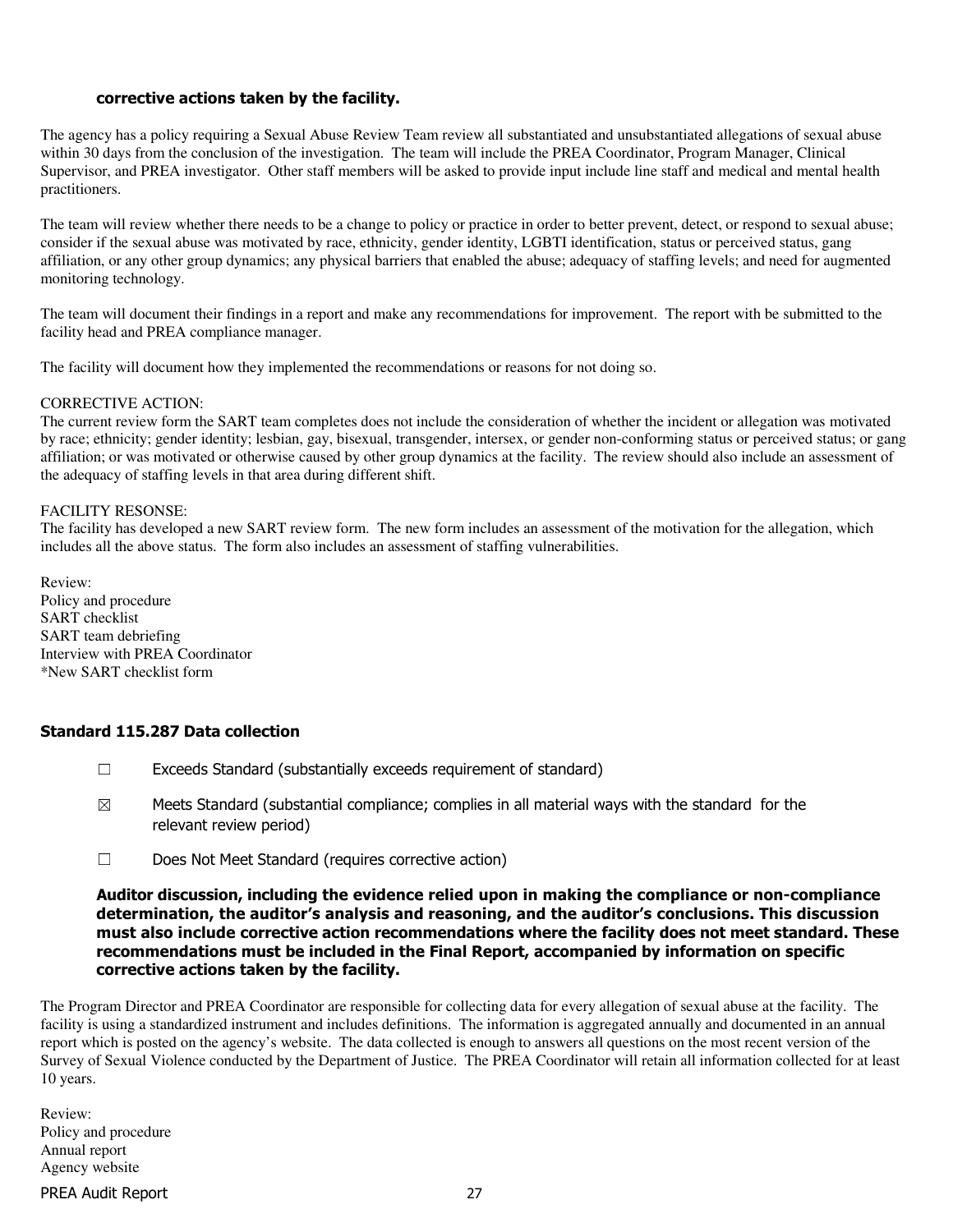**corrective actions taken by the facility.**

The agency has a policy requiring a Sexual Abuse Review Team review all substantiated and unsubstantiated allegations of sexual abuse within 30 days from the conclusion of the investigation. The team will include the PREA Coordinator, Program Manager, Clinical Supervisor, and PREA investigator. Other staff members will be asked to provide input include line staff and medical and mental health practitioners.

The team will review whether there needs to be a change to policy or practice in order to better prevent, detect, or respond to sexual abuse; consider if the sexual abuse was motivated by race, ethnicity, gender identity, LGBTI identification, status or perceived status, gang affiliation, or any other group dynamics; any physical barriers that enabled the abuse; adequacy of staffing levels; and need for augmented monitoring technology.

The team will document their findings in a report and make any recommendations for improvement. The report with be submitted to the facility head and PREA compliance manager.

The facility will document how they implemented the recommendations or reasons for not doing so.

CORRECTIVE ACTION:
The current review form the SART team completes does not include the consideration of whether the incident or allegation was motivated by race; ethnicity; gender identity; lesbian, gay, bisexual, transgender, intersex, or gender non-conforming status or perceived status; or gang affiliation; or was motivated or otherwise caused by other group dynamics at the facility. The review should also include an assessment of the adequacy of staffing levels in that area during different shift.

FACILITY RESONSE:
The facility has developed a new SART review form. The new form includes an assessment of the motivation for the allegation, which includes all the above status. The form also includes an assessment of staffing vulnerabilities.

Review:
Policy and procedure
SART checklist
SART team debriefing
Interview with PREA Coordinator
*New SART checklist form

### Standard 115.287 Data collection

☐ Exceeds Standard (substantially exceeds requirement of standard)

☒ Meets Standard (substantial compliance; complies in all material ways with the standard for the relevant review period)

☐ Does Not Meet Standard (requires corrective action)

**Auditor discussion, including the evidence relied upon in making the compliance or non-compliance determination, the auditor's analysis and reasoning, and the auditor's conclusions. This discussion must also include corrective action recommendations where the facility does not meet standard. These recommendations must be included in the Final Report, accompanied by information on specific corrective actions taken by the facility.**

The Program Director and PREA Coordinator are responsible for collecting data for every allegation of sexual abuse at the facility. The facility is using a standardized instrument and includes definitions. The information is aggregated annually and documented in an annual report which is posted on the agency's website. The data collected is enough to answers all questions on the most recent version of the Survey of Sexual Violence conducted by the Department of Justice. The PREA Coordinator will retain all information collected for at least 10 years.

Review:
Policy and procedure
Annual report
Agency website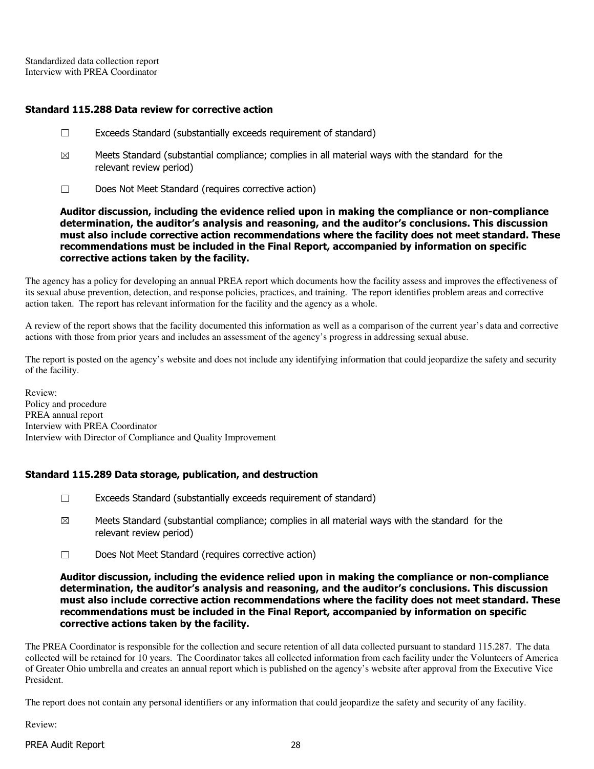Standardized data collection report
Interview with PREA Coordinator

### Standard 115.288 Data review for corrective action

☐ Exceeds Standard (substantially exceeds requirement of standard)

☒ Meets Standard (substantial compliance; complies in all material ways with the standard for the relevant review period)

☐ Does Not Meet Standard (requires corrective action)

**Auditor discussion, including the evidence relied upon in making the compliance or non-compliance determination, the auditor's analysis and reasoning, and the auditor's conclusions. This discussion must also include corrective action recommendations where the facility does not meet standard. These recommendations must be included in the Final Report, accompanied by information on specific corrective actions taken by the facility.**

The agency has a policy for developing an annual PREA report which documents how the facility assess and improves the effectiveness of its sexual abuse prevention, detection, and response policies, practices, and training. The report identifies problem areas and corrective action taken. The report has relevant information for the facility and the agency as a whole.

A review of the report shows that the facility documented this information as well as a comparison of the current year's data and corrective actions with those from prior years and includes an assessment of the agency's progress in addressing sexual abuse.

The report is posted on the agency's website and does not include any identifying information that could jeopardize the safety and security of the facility.

Review:
Policy and procedure
PREA annual report
Interview with PREA Coordinator
Interview with Director of Compliance and Quality Improvement

### Standard 115.289 Data storage, publication, and destruction

☐ Exceeds Standard (substantially exceeds requirement of standard)

☒ Meets Standard (substantial compliance; complies in all material ways with the standard for the relevant review period)

☐ Does Not Meet Standard (requires corrective action)

**Auditor discussion, including the evidence relied upon in making the compliance or non-compliance determination, the auditor's analysis and reasoning, and the auditor's conclusions. This discussion must also include corrective action recommendations where the facility does not meet standard. These recommendations must be included in the Final Report, accompanied by information on specific corrective actions taken by the facility.**

The PREA Coordinator is responsible for the collection and secure retention of all data collected pursuant to standard 115.287. The data collected will be retained for 10 years. The Coordinator takes all collected information from each facility under the Volunteers of America of Greater Ohio umbrella and creates an annual report which is published on the agency's website after approval from the Executive Vice President.

The report does not contain any personal identifiers or any information that could jeopardize the safety and security of any facility.

Review: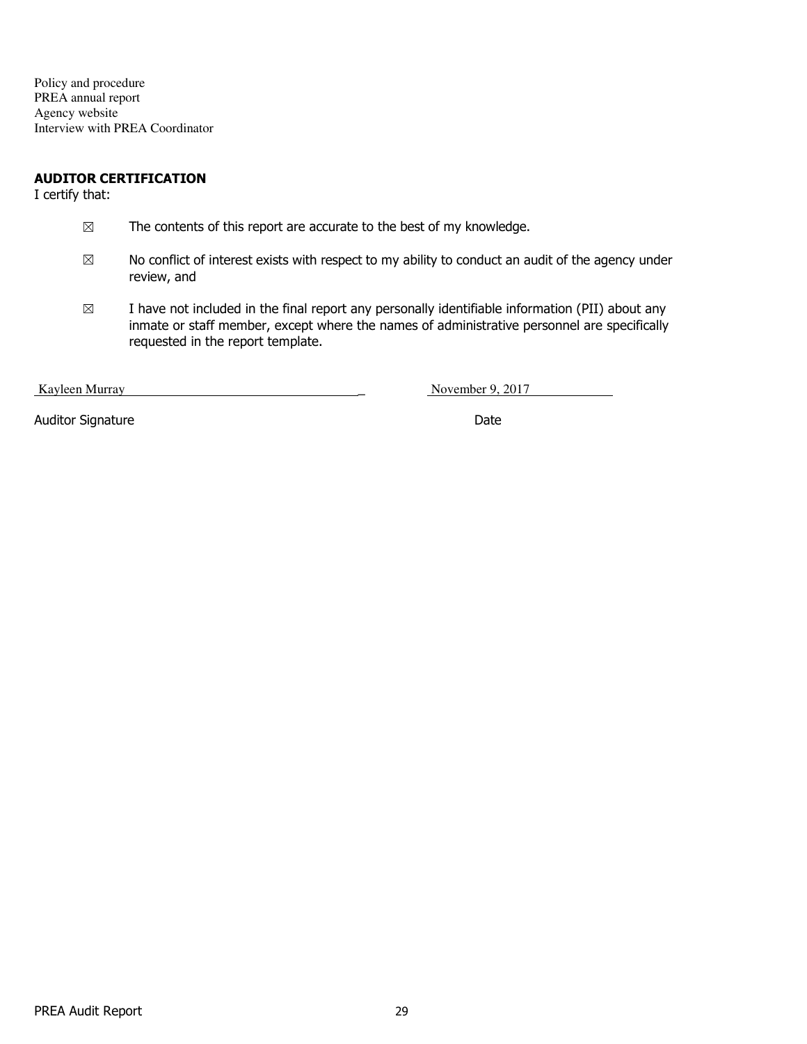Policy and procedure
PREA annual report
Agency website
Interview with PREA Coordinator

**AUDITOR CERTIFICATION**

I certify that:

- ☒ The contents of this report are accurate to the best of my knowledge.
- ☒ No conflict of interest exists with respect to my ability to conduct an audit of the agency under review, and
- ☒ I have not included in the final report any personally identifiable information (PII) about any inmate or staff member, except where the names of administrative personnel are specifically requested in the report template.

| | |
|---|---|
| Kayleen Murray | November 9, 2017 |
| Auditor Signature | Date |